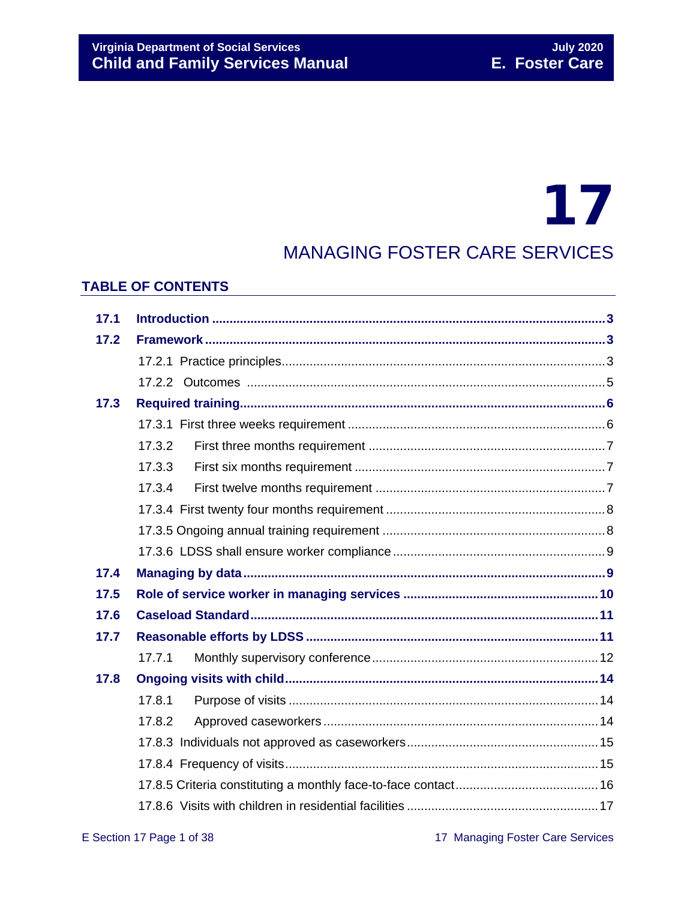# 17

# MANAGING FOSTER CARE SERVICES

## TABLE OF CONTENTS

| | | |
|---|---|---|
| **17.1** | **Introduction** | **3** |
| **17.2** | **Framework** | **3** |
| | 17.2.1 Practice principles | 3 |
| | 17.2.2 Outcomes | 5 |
| **17.3** | **Required training** | **6** |
| | 17.3.1 First three weeks requirement | 6 |
| | 17.3.2 First three months requirement | 7 |
| | 17.3.3 First six months requirement | 7 |
| | 17.3.4 First twelve months requirement | 7 |
| | 17.3.4 First twenty four months requirement | 8 |
| | 17.3.5 Ongoing annual training requirement | 8 |
| | 17.3.6 LDSS shall ensure worker compliance | 9 |
| **17.4** | **Managing by data** | **9** |
| **17.5** | **Role of service worker in managing services** | **10** |
| **17.6** | **Caseload Standard** | **11** |
| **17.7** | **Reasonable efforts by LDSS** | **11** |
| | 17.7.1 Monthly supervisory conference | 12 |
| **17.8** | **Ongoing visits with child** | **14** |
| | 17.8.1 Purpose of visits | 14 |
| | 17.8.2 Approved caseworkers | 14 |
| | 17.8.3 Individuals not approved as caseworkers | 15 |
| | 17.8.4 Frequency of visits | 15 |
| | 17.8.5 Criteria constituting a monthly face-to-face contact | 16 |
| | 17.8.6 Visits with children in residential facilities | 17 |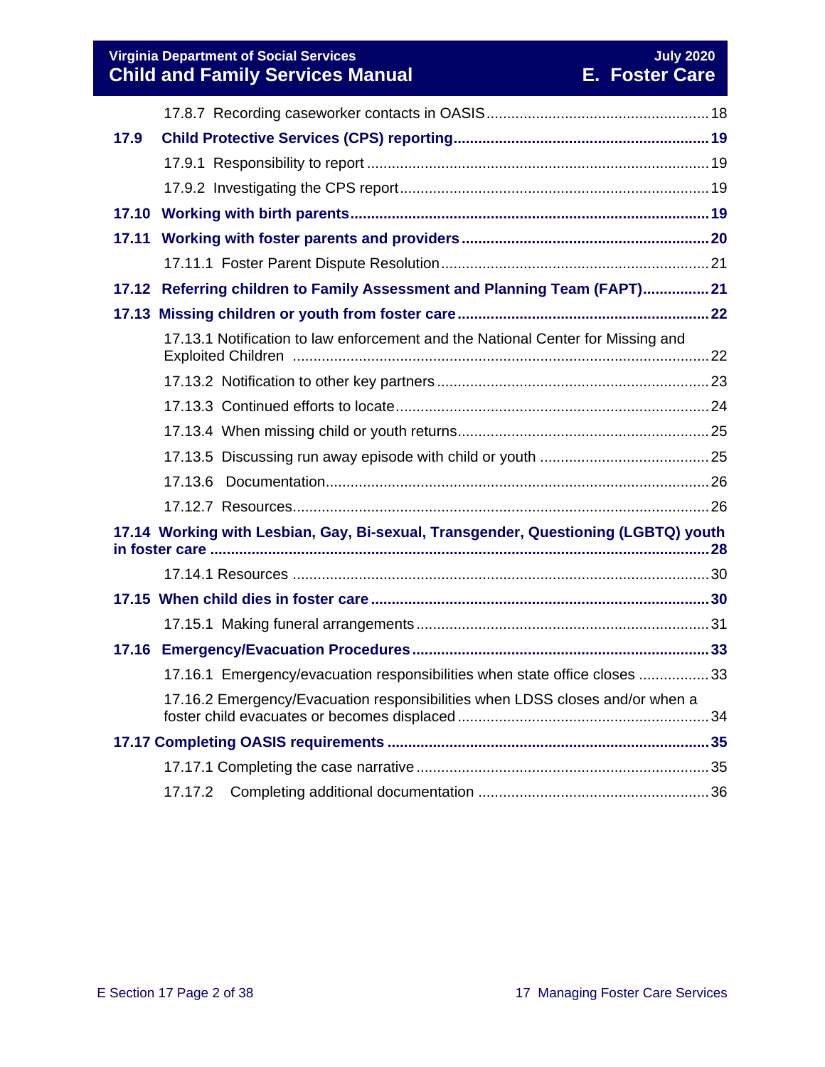17.8.7 Recording caseworker contacts in OASIS ..... 18

**17.9 Child Protective Services (CPS) reporting ..... 19**

17.9.1 Responsibility to report ..... 19

17.9.2 Investigating the CPS report ..... 19

**17.10 Working with birth parents ..... 19**

**17.11 Working with foster parents and providers ..... 20**

17.11.1 Foster Parent Dispute Resolution ..... 21

**17.12 Referring children to Family Assessment and Planning Team (FAPT) ..... 21**

**17.13 Missing children or youth from foster care ..... 22**

17.13.1 Notification to law enforcement and the National Center for Missing and Exploited Children ..... 22

17.13.2 Notification to other key partners ..... 23

17.13.3 Continued efforts to locate ..... 24

17.13.4 When missing child or youth returns ..... 25

17.13.5 Discussing run away episode with child or youth ..... 25

17.13.6 Documentation ..... 26

17.12.7 Resources ..... 26

**17.14 Working with Lesbian, Gay, Bi-sexual, Transgender, Questioning (LGBTQ) youth in foster care ..... 28**

17.14.1 Resources ..... 30

**17.15 When child dies in foster care ..... 30**

17.15.1 Making funeral arrangements ..... 31

**17.16 Emergency/Evacuation Procedures ..... 33**

17.16.1 Emergency/evacuation responsibilities when state office closes ..... 33

17.16.2 Emergency/Evacuation responsibilities when LDSS closes and/or when a foster child evacuates or becomes displaced ..... 34

**17.17 Completing OASIS requirements ..... 35**

17.17.1 Completing the case narrative ..... 35

17.17.2 Completing additional documentation ..... 36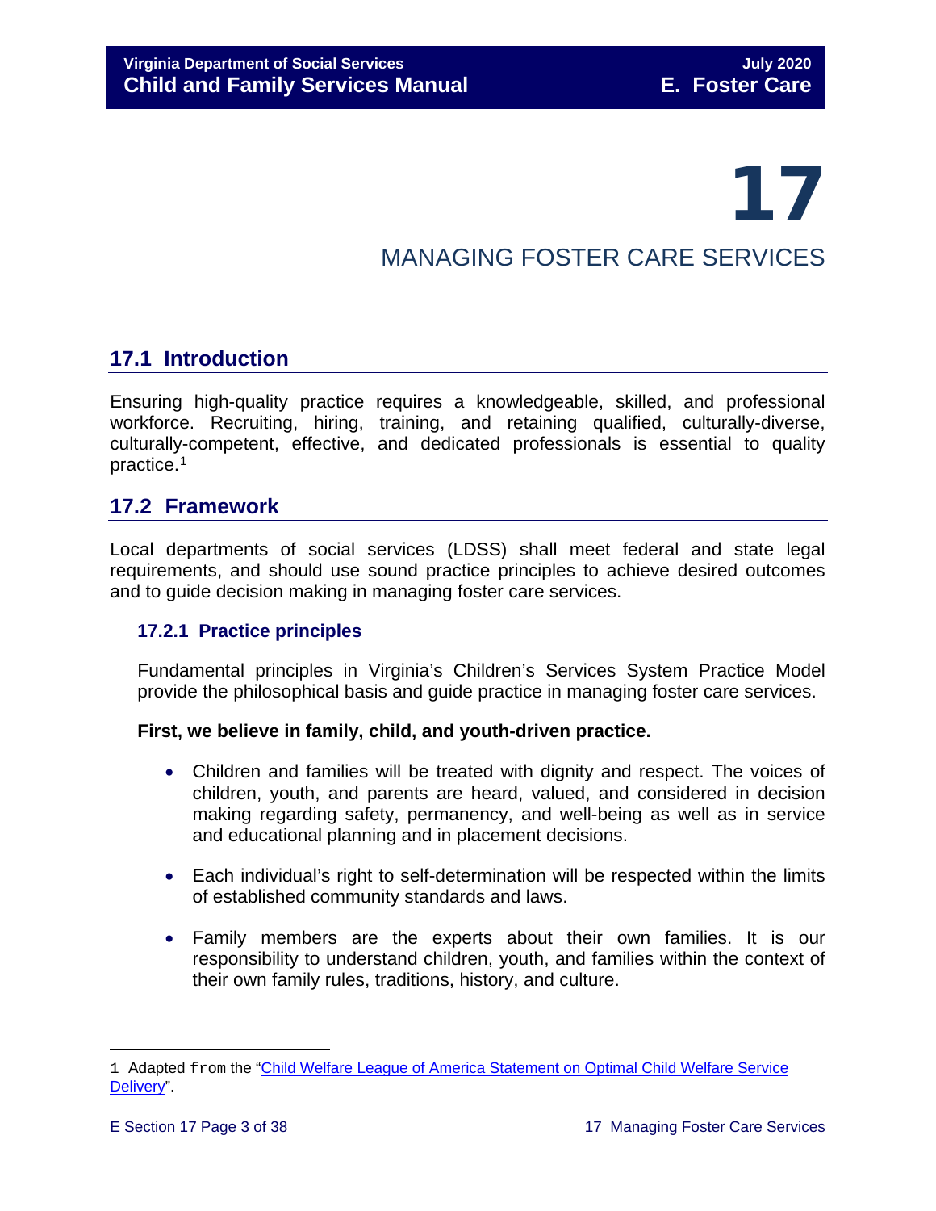# 17

# MANAGING FOSTER CARE SERVICES

## 17.1 Introduction

Ensuring high-quality practice requires a knowledgeable, skilled, and professional workforce. Recruiting, hiring, training, and retaining qualified, culturally-diverse, culturally-competent, effective, and dedicated professionals is essential to quality practice.[1]

## 17.2 Framework

Local departments of social services (LDSS) shall meet federal and state legal requirements, and should use sound practice principles to achieve desired outcomes and to guide decision making in managing foster care services.

### 17.2.1 Practice principles

Fundamental principles in Virginia's Children's Services System Practice Model provide the philosophical basis and guide practice in managing foster care services.

**First, we believe in family, child, and youth-driven practice.**

- Children and families will be treated with dignity and respect. The voices of children, youth, and parents are heard, valued, and considered in decision making regarding safety, permanency, and well-being as well as in service and educational planning and in placement decisions.
- Each individual's right to self-determination will be respected within the limits of established community standards and laws.
- Family members are the experts about their own families. It is our responsibility to understand children, youth, and families within the context of their own family rules, traditions, history, and culture.

---

1 Adapted from the "Child Welfare League of America Statement on Optimal Child Welfare Service Delivery".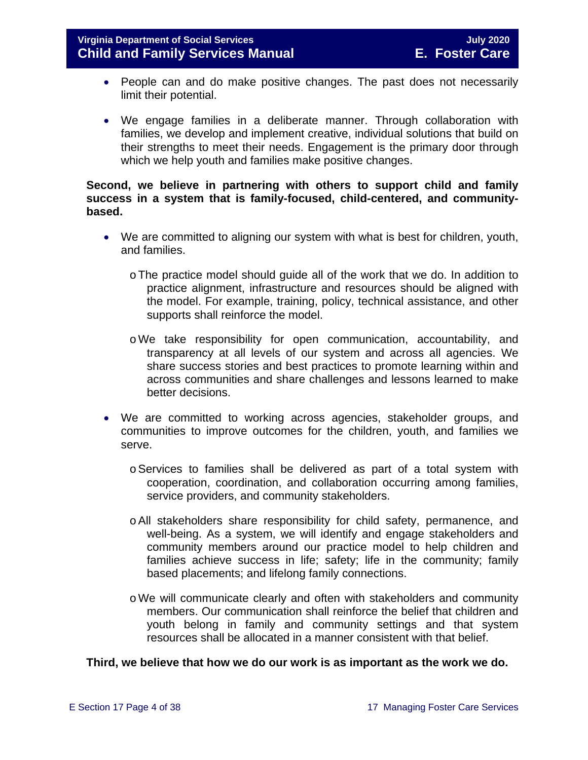- People can and do make positive changes. The past does not necessarily limit their potential.

- We engage families in a deliberate manner. Through collaboration with families, we develop and implement creative, individual solutions that build on their strengths to meet their needs. Engagement is the primary door through which we help youth and families make positive changes.

**Second, we believe in partnering with others to support child and family success in a system that is family-focused, child-centered, and community-based.**

- We are committed to aligning our system with what is best for children, youth, and families.

    - The practice model should guide all of the work that we do. In addition to practice alignment, infrastructure and resources should be aligned with the model. For example, training, policy, technical assistance, and other supports shall reinforce the model.

    - We take responsibility for open communication, accountability, and transparency at all levels of our system and across all agencies. We share success stories and best practices to promote learning within and across communities and share challenges and lessons learned to make better decisions.

- We are committed to working across agencies, stakeholder groups, and communities to improve outcomes for the children, youth, and families we serve.

    - Services to families shall be delivered as part of a total system with cooperation, coordination, and collaboration occurring among families, service providers, and community stakeholders.

    - All stakeholders share responsibility for child safety, permanence, and well-being. As a system, we will identify and engage stakeholders and community members around our practice model to help children and families achieve success in life; safety; life in the community; family based placements; and lifelong family connections.

    - We will communicate clearly and often with stakeholders and community members. Our communication shall reinforce the belief that children and youth belong in family and community settings and that system resources shall be allocated in a manner consistent with that belief.

**Third, we believe that how we do our work is as important as the work we do.**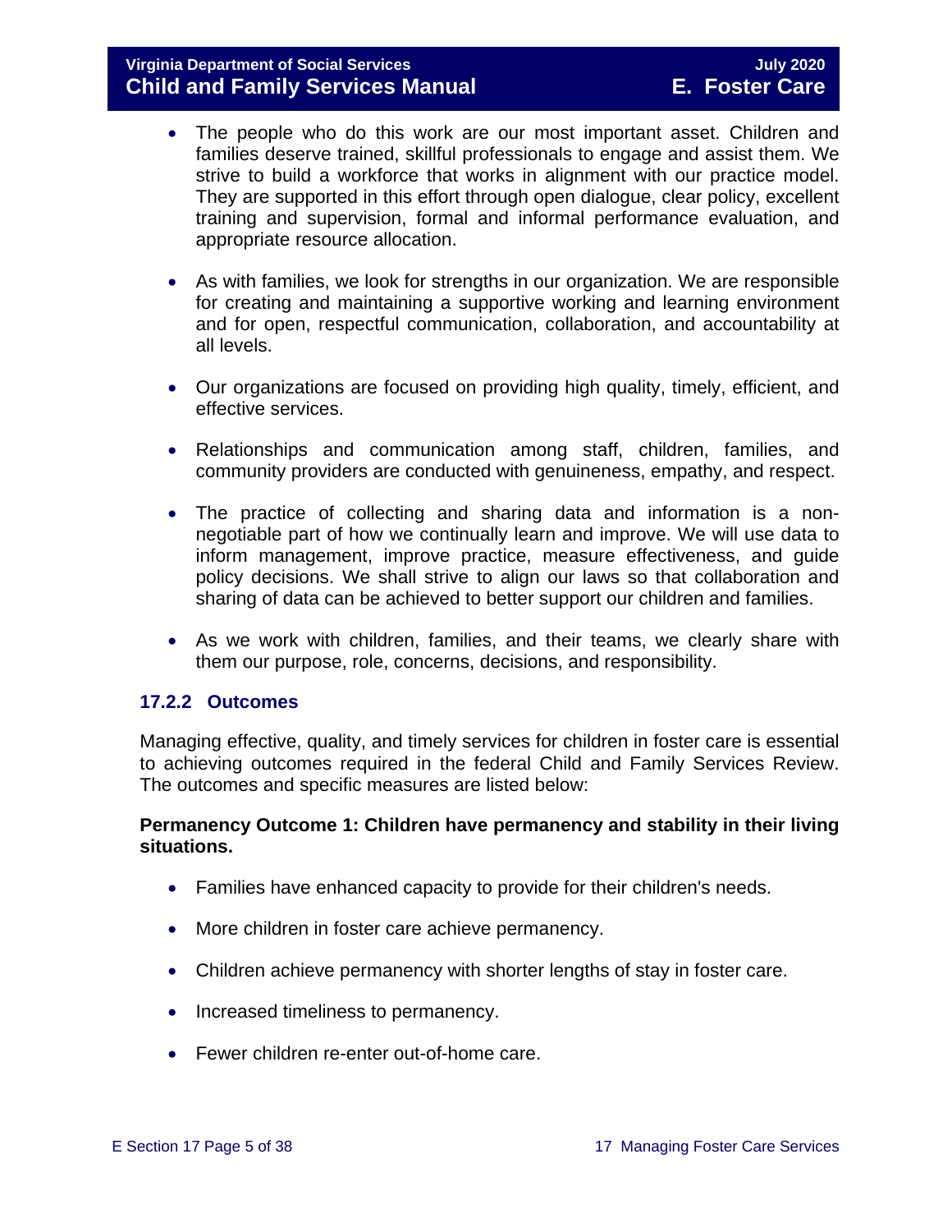- The people who do this work are our most important asset. Children and families deserve trained, skillful professionals to engage and assist them. We strive to build a workforce that works in alignment with our practice model. They are supported in this effort through open dialogue, clear policy, excellent training and supervision, formal and informal performance evaluation, and appropriate resource allocation.

- As with families, we look for strengths in our organization. We are responsible for creating and maintaining a supportive working and learning environment and for open, respectful communication, collaboration, and accountability at all levels.

- Our organizations are focused on providing high quality, timely, efficient, and effective services.

- Relationships and communication among staff, children, families, and community providers are conducted with genuineness, empathy, and respect.

- The practice of collecting and sharing data and information is a non-negotiable part of how we continually learn and improve. We will use data to inform management, improve practice, measure effectiveness, and guide policy decisions. We shall strive to align our laws so that collaboration and sharing of data can be achieved to better support our children and families.

- As we work with children, families, and their teams, we clearly share with them our purpose, role, concerns, decisions, and responsibility.

### 17.2.2 Outcomes

Managing effective, quality, and timely services for children in foster care is essential to achieving outcomes required in the federal Child and Family Services Review. The outcomes and specific measures are listed below:

**Permanency Outcome 1: Children have permanency and stability in their living situations.**

- Families have enhanced capacity to provide for their children's needs.
- More children in foster care achieve permanency.
- Children achieve permanency with shorter lengths of stay in foster care.
- Increased timeliness to permanency.
- Fewer children re-enter out-of-home care.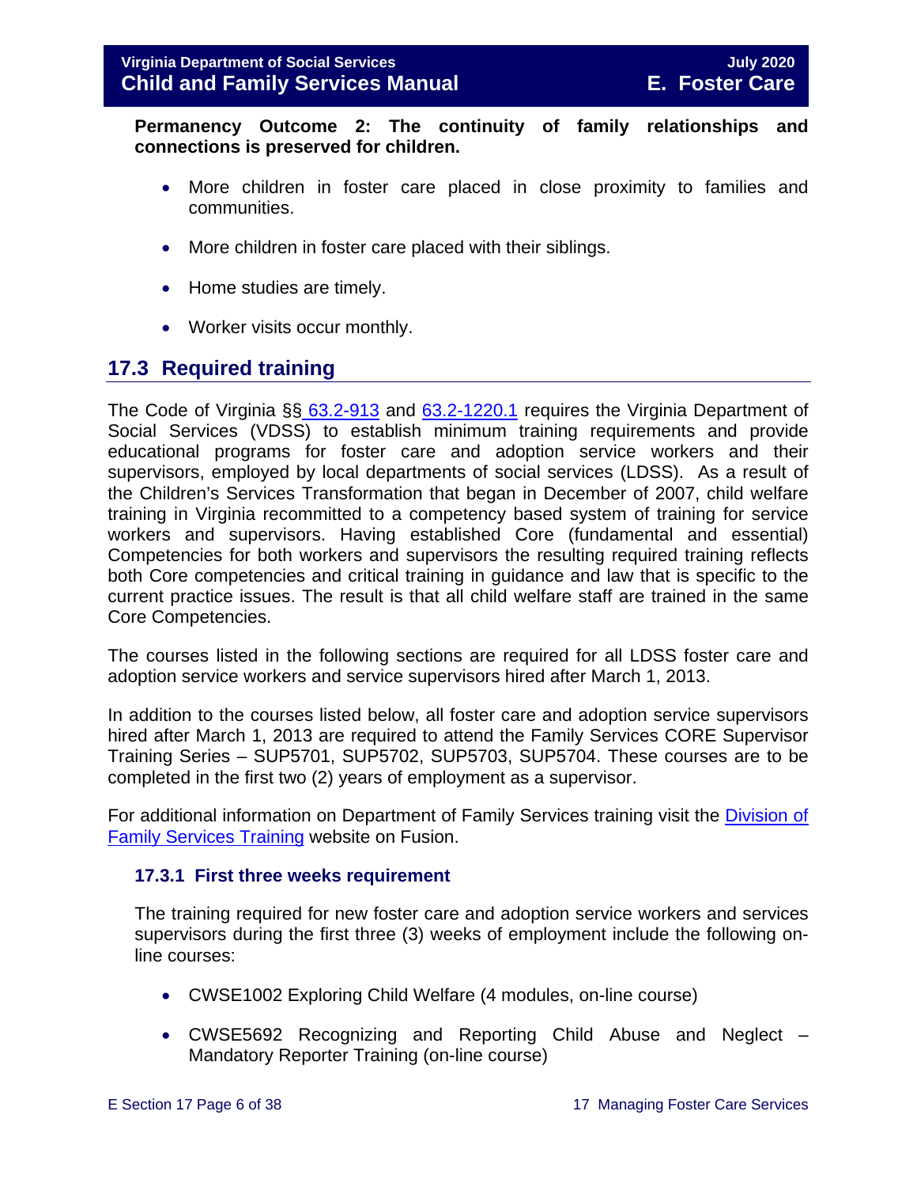**Permanency Outcome 2: The continuity of family relationships and connections is preserved for children.**

- More children in foster care placed in close proximity to families and communities.
- More children in foster care placed with their siblings.
- Home studies are timely.
- Worker visits occur monthly.

## 17.3 Required training

The Code of Virginia §§ 63.2-913 and 63.2-1220.1 requires the Virginia Department of Social Services (VDSS) to establish minimum training requirements and provide educational programs for foster care and adoption service workers and their supervisors, employed by local departments of social services (LDSS). As a result of the Children's Services Transformation that began in December of 2007, child welfare training in Virginia recommitted to a competency based system of training for service workers and supervisors. Having established Core (fundamental and essential) Competencies for both workers and supervisors the resulting required training reflects both Core competencies and critical training in guidance and law that is specific to the current practice issues. The result is that all child welfare staff are trained in the same Core Competencies.

The courses listed in the following sections are required for all LDSS foster care and adoption service workers and service supervisors hired after March 1, 2013.

In addition to the courses listed below, all foster care and adoption service supervisors hired after March 1, 2013 are required to attend the Family Services CORE Supervisor Training Series – SUP5701, SUP5702, SUP5703, SUP5704. These courses are to be completed in the first two (2) years of employment as a supervisor.

For additional information on Department of Family Services training visit the Division of Family Services Training website on Fusion.

### 17.3.1 First three weeks requirement

The training required for new foster care and adoption service workers and services supervisors during the first three (3) weeks of employment include the following on-line courses:

- CWSE1002 Exploring Child Welfare (4 modules, on-line course)
- CWSE5692 Recognizing and Reporting Child Abuse and Neglect – Mandatory Reporter Training (on-line course)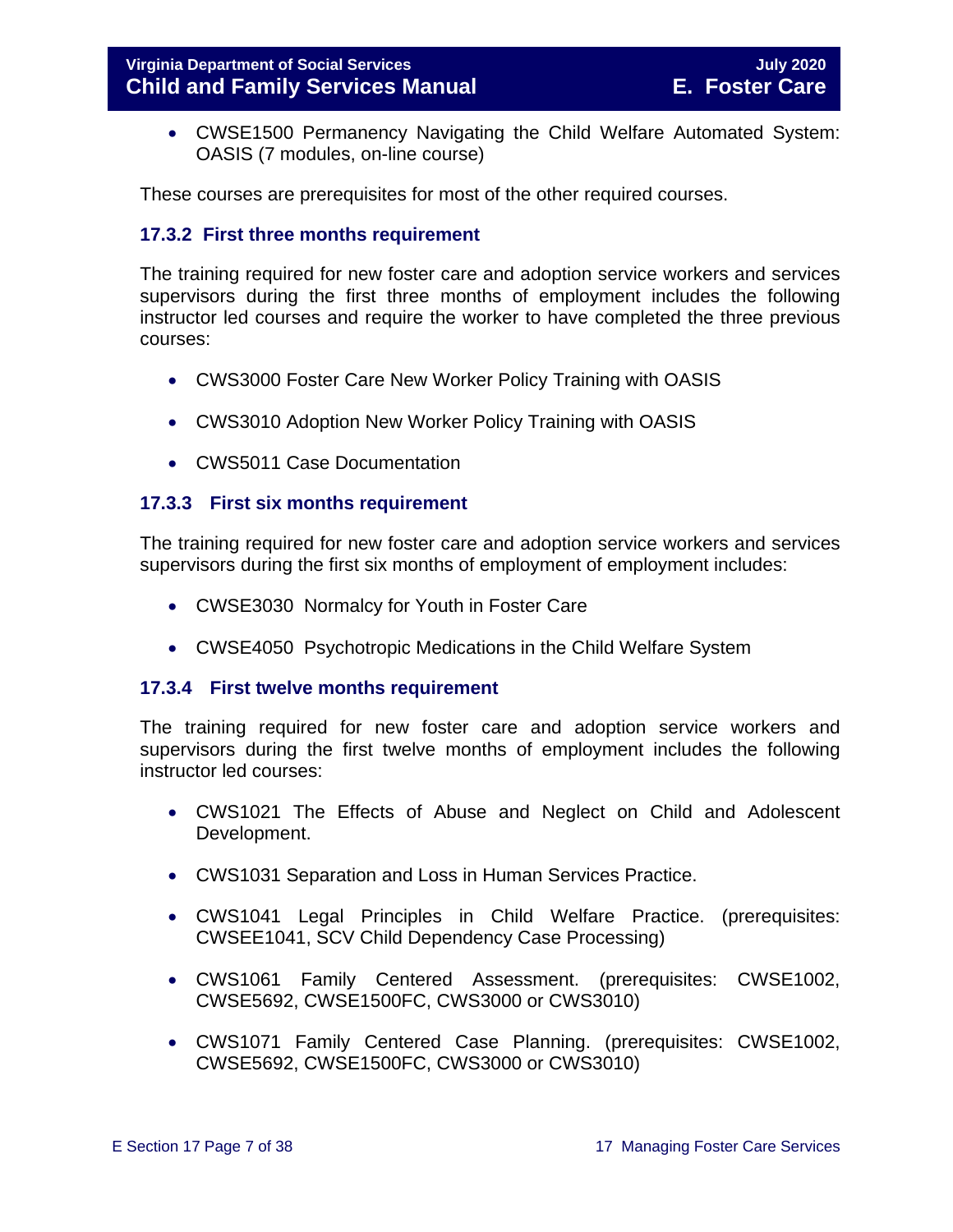- CWSE1500 Permanency Navigating the Child Welfare Automated System: OASIS (7 modules, on-line course)

These courses are prerequisites for most of the other required courses.

### 17.3.2 First three months requirement

The training required for new foster care and adoption service workers and services supervisors during the first three months of employment includes the following instructor led courses and require the worker to have completed the three previous courses:

- CWS3000 Foster Care New Worker Policy Training with OASIS
- CWS3010 Adoption New Worker Policy Training with OASIS
- CWS5011 Case Documentation

### 17.3.3 First six months requirement

The training required for new foster care and adoption service workers and services supervisors during the first six months of employment of employment includes:

- CWSE3030 Normalcy for Youth in Foster Care
- CWSE4050 Psychotropic Medications in the Child Welfare System

### 17.3.4 First twelve months requirement

The training required for new foster care and adoption service workers and supervisors during the first twelve months of employment includes the following instructor led courses:

- CWS1021 The Effects of Abuse and Neglect on Child and Adolescent Development.
- CWS1031 Separation and Loss in Human Services Practice.
- CWS1041 Legal Principles in Child Welfare Practice. (prerequisites: CWSEE1041, SCV Child Dependency Case Processing)
- CWS1061 Family Centered Assessment. (prerequisites: CWSE1002, CWSE5692, CWSE1500FC, CWS3000 or CWS3010)
- CWS1071 Family Centered Case Planning. (prerequisites: CWSE1002, CWSE5692, CWSE1500FC, CWS3000 or CWS3010)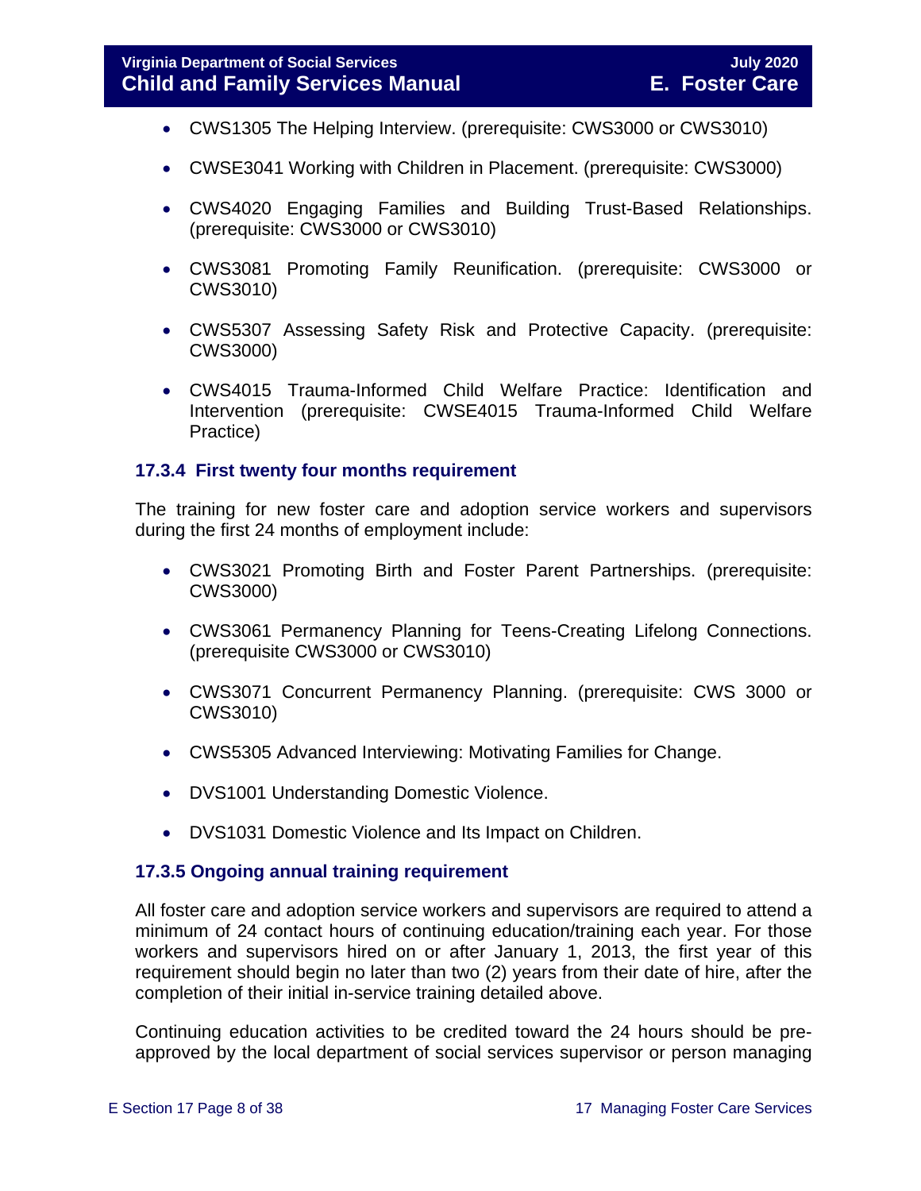- CWS1305 The Helping Interview. (prerequisite: CWS3000 or CWS3010)
- CWSE3041 Working with Children in Placement. (prerequisite: CWS3000)
- CWS4020 Engaging Families and Building Trust-Based Relationships. (prerequisite: CWS3000 or CWS3010)
- CWS3081 Promoting Family Reunification. (prerequisite: CWS3000 or CWS3010)
- CWS5307 Assessing Safety Risk and Protective Capacity. (prerequisite: CWS3000)
- CWS4015 Trauma-Informed Child Welfare Practice: Identification and Intervention (prerequisite: CWSE4015 Trauma-Informed Child Welfare Practice)

### 17.3.4 First twenty four months requirement

The training for new foster care and adoption service workers and supervisors during the first 24 months of employment include:

- CWS3021 Promoting Birth and Foster Parent Partnerships. (prerequisite: CWS3000)
- CWS3061 Permanency Planning for Teens-Creating Lifelong Connections. (prerequisite CWS3000 or CWS3010)
- CWS3071 Concurrent Permanency Planning. (prerequisite: CWS 3000 or CWS3010)
- CWS5305 Advanced Interviewing: Motivating Families for Change.
- DVS1001 Understanding Domestic Violence.
- DVS1031 Domestic Violence and Its Impact on Children.

### 17.3.5 Ongoing annual training requirement

All foster care and adoption service workers and supervisors are required to attend a minimum of 24 contact hours of continuing education/training each year. For those workers and supervisors hired on or after January 1, 2013, the first year of this requirement should begin no later than two (2) years from their date of hire, after the completion of their initial in-service training detailed above.

Continuing education activities to be credited toward the 24 hours should be pre-approved by the local department of social services supervisor or person managing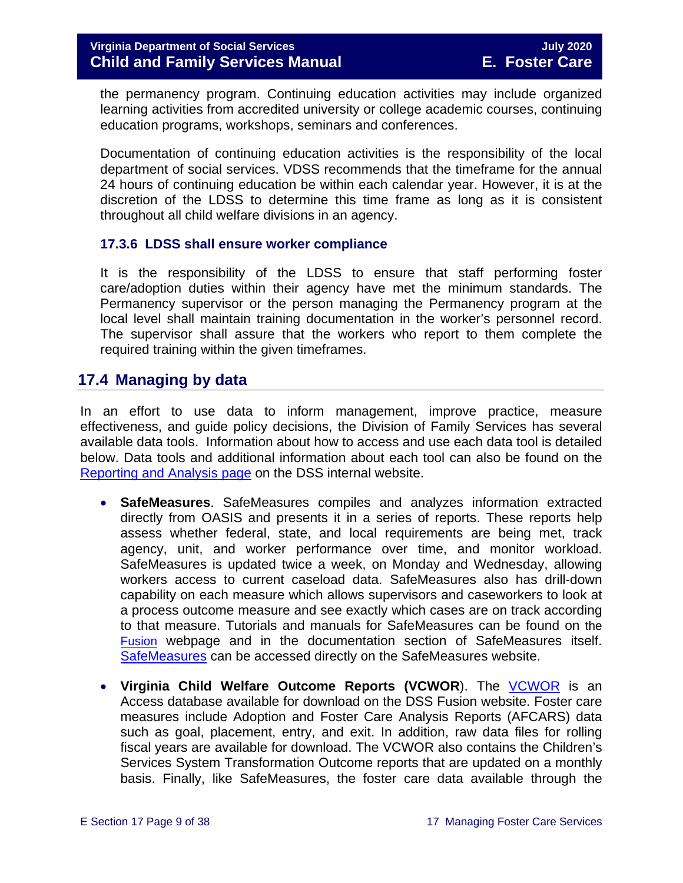the permanency program. Continuing education activities may include organized learning activities from accredited university or college academic courses, continuing education programs, workshops, seminars and conferences.

Documentation of continuing education activities is the responsibility of the local department of social services. VDSS recommends that the timeframe for the annual 24 hours of continuing education be within each calendar year. However, it is at the discretion of the LDSS to determine this time frame as long as it is consistent throughout all child welfare divisions in an agency.

### 17.3.6 LDSS shall ensure worker compliance

It is the responsibility of the LDSS to ensure that staff performing foster care/adoption duties within their agency have met the minimum standards. The Permanency supervisor or the person managing the Permanency program at the local level shall maintain training documentation in the worker's personnel record. The supervisor shall assure that the workers who report to them complete the required training within the given timeframes.

## 17.4 Managing by data

In an effort to use data to inform management, improve practice, measure effectiveness, and guide policy decisions, the Division of Family Services has several available data tools. Information about how to access and use each data tool is detailed below. Data tools and additional information about each tool can also be found on the Reporting and Analysis page on the DSS internal website.

- **SafeMeasures**. SafeMeasures compiles and analyzes information extracted directly from OASIS and presents it in a series of reports. These reports help assess whether federal, state, and local requirements are being met, track agency, unit, and worker performance over time, and monitor workload. SafeMeasures is updated twice a week, on Monday and Wednesday, allowing workers access to current caseload data. SafeMeasures also has drill-down capability on each measure which allows supervisors and caseworkers to look at a process outcome measure and see exactly which cases are on track according to that measure. Tutorials and manuals for SafeMeasures can be found on the Fusion webpage and in the documentation section of SafeMeasures itself. SafeMeasures can be accessed directly on the SafeMeasures website.

- **Virginia Child Welfare Outcome Reports (VCWOR**). The VCWOR is an Access database available for download on the DSS Fusion website. Foster care measures include Adoption and Foster Care Analysis Reports (AFCARS) data such as goal, placement, entry, and exit. In addition, raw data files for rolling fiscal years are available for download. The VCWOR also contains the Children's Services System Transformation Outcome reports that are updated on a monthly basis. Finally, like SafeMeasures, the foster care data available through the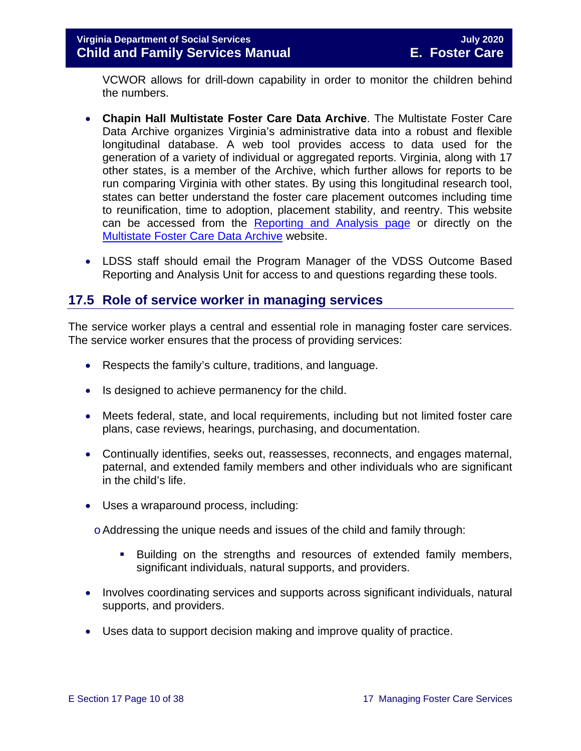VCWOR allows for drill-down capability in order to monitor the children behind the numbers.

- **Chapin Hall Multistate Foster Care Data Archive**. The Multistate Foster Care Data Archive organizes Virginia's administrative data into a robust and flexible longitudinal database. A web tool provides access to data used for the generation of a variety of individual or aggregated reports. Virginia, along with 17 other states, is a member of the Archive, which further allows for reports to be run comparing Virginia with other states. By using this longitudinal research tool, states can better understand the foster care placement outcomes including time to reunification, time to adoption, placement stability, and reentry. This website can be accessed from the Reporting and Analysis page or directly on the Multistate Foster Care Data Archive website.

- LDSS staff should email the Program Manager of the VDSS Outcome Based Reporting and Analysis Unit for access to and questions regarding these tools.

## 17.5 Role of service worker in managing services

The service worker plays a central and essential role in managing foster care services. The service worker ensures that the process of providing services:

- Respects the family's culture, traditions, and language.
- Is designed to achieve permanency for the child.
- Meets federal, state, and local requirements, including but not limited foster care plans, case reviews, hearings, purchasing, and documentation.
- Continually identifies, seeks out, reassesses, reconnects, and engages maternal, paternal, and extended family members and other individuals who are significant in the child's life.
- Uses a wraparound process, including:
    - Addressing the unique needs and issues of the child and family through:
        - Building on the strengths and resources of extended family members, significant individuals, natural supports, and providers.
- Involves coordinating services and supports across significant individuals, natural supports, and providers.
- Uses data to support decision making and improve quality of practice.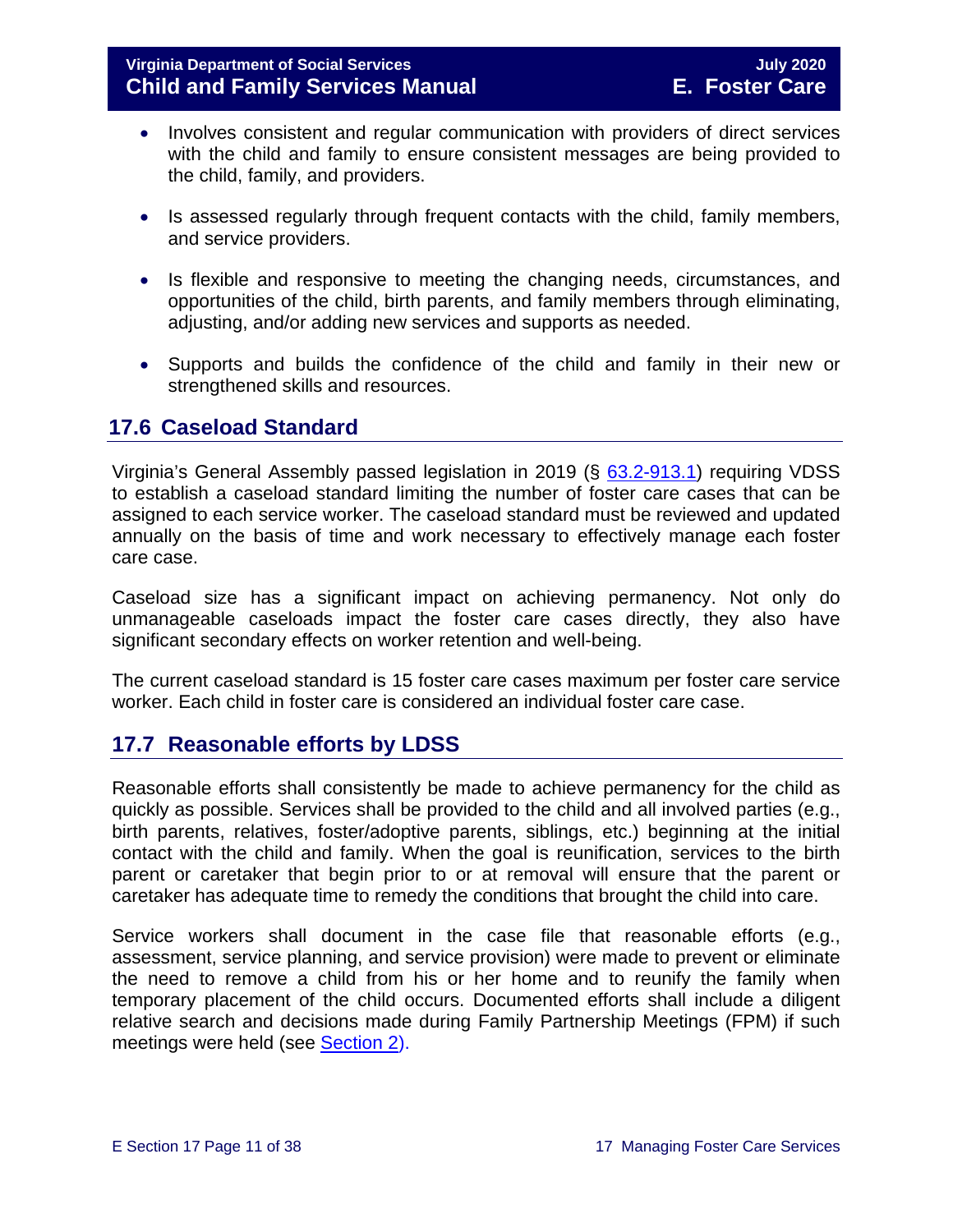- Involves consistent and regular communication with providers of direct services with the child and family to ensure consistent messages are being provided to the child, family, and providers.

- Is assessed regularly through frequent contacts with the child, family members, and service providers.

- Is flexible and responsive to meeting the changing needs, circumstances, and opportunities of the child, birth parents, and family members through eliminating, adjusting, and/or adding new services and supports as needed.

- Supports and builds the confidence of the child and family in their new or strengthened skills and resources.

## 17.6 Caseload Standard

Virginia's General Assembly passed legislation in 2019 (§ 63.2-913.1) requiring VDSS to establish a caseload standard limiting the number of foster care cases that can be assigned to each service worker. The caseload standard must be reviewed and updated annually on the basis of time and work necessary to effectively manage each foster care case.

Caseload size has a significant impact on achieving permanency. Not only do unmanageable caseloads impact the foster care cases directly, they also have significant secondary effects on worker retention and well-being.

The current caseload standard is 15 foster care cases maximum per foster care service worker. Each child in foster care is considered an individual foster care case.

## 17.7 Reasonable efforts by LDSS

Reasonable efforts shall consistently be made to achieve permanency for the child as quickly as possible. Services shall be provided to the child and all involved parties (e.g., birth parents, relatives, foster/adoptive parents, siblings, etc.) beginning at the initial contact with the child and family. When the goal is reunification, services to the birth parent or caretaker that begin prior to or at removal will ensure that the parent or caretaker has adequate time to remedy the conditions that brought the child into care.

Service workers shall document in the case file that reasonable efforts (e.g., assessment, service planning, and service provision) were made to prevent or eliminate the need to remove a child from his or her home and to reunify the family when temporary placement of the child occurs. Documented efforts shall include a diligent relative search and decisions made during Family Partnership Meetings (FPM) if such meetings were held (see Section 2).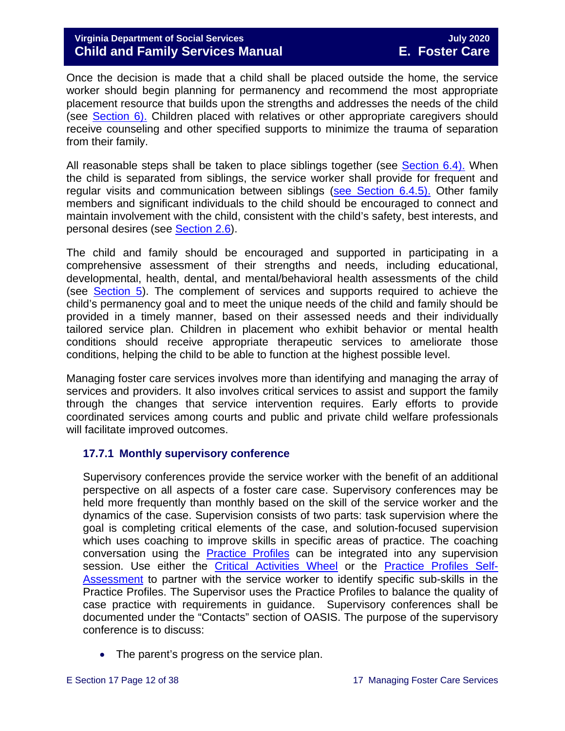Once the decision is made that a child shall be placed outside the home, the service worker should begin planning for permanency and recommend the most appropriate placement resource that builds upon the strengths and addresses the needs of the child (see Section 6). Children placed with relatives or other appropriate caregivers should receive counseling and other specified supports to minimize the trauma of separation from their family.

All reasonable steps shall be taken to place siblings together (see Section 6.4). When the child is separated from siblings, the service worker shall provide for frequent and regular visits and communication between siblings (see Section 6.4.5). Other family members and significant individuals to the child should be encouraged to connect and maintain involvement with the child, consistent with the child's safety, best interests, and personal desires (see Section 2.6).

The child and family should be encouraged and supported in participating in a comprehensive assessment of their strengths and needs, including educational, developmental, health, dental, and mental/behavioral health assessments of the child (see Section 5). The complement of services and supports required to achieve the child's permanency goal and to meet the unique needs of the child and family should be provided in a timely manner, based on their assessed needs and their individually tailored service plan. Children in placement who exhibit behavior or mental health conditions should receive appropriate therapeutic services to ameliorate those conditions, helping the child to be able to function at the highest possible level.

Managing foster care services involves more than identifying and managing the array of services and providers. It also involves critical services to assist and support the family through the changes that service intervention requires. Early efforts to provide coordinated services among courts and public and private child welfare professionals will facilitate improved outcomes.

### 17.7.1 Monthly supervisory conference

Supervisory conferences provide the service worker with the benefit of an additional perspective on all aspects of a foster care case. Supervisory conferences may be held more frequently than monthly based on the skill of the service worker and the dynamics of the case. Supervision consists of two parts: task supervision where the goal is completing critical elements of the case, and solution-focused supervision which uses coaching to improve skills in specific areas of practice. The coaching conversation using the Practice Profiles can be integrated into any supervision session. Use either the Critical Activities Wheel or the Practice Profiles Self-Assessment to partner with the service worker to identify specific sub-skills in the Practice Profiles. The Supervisor uses the Practice Profiles to balance the quality of case practice with requirements in guidance. Supervisory conferences shall be documented under the "Contacts" section of OASIS. The purpose of the supervisory conference is to discuss:

- The parent's progress on the service plan.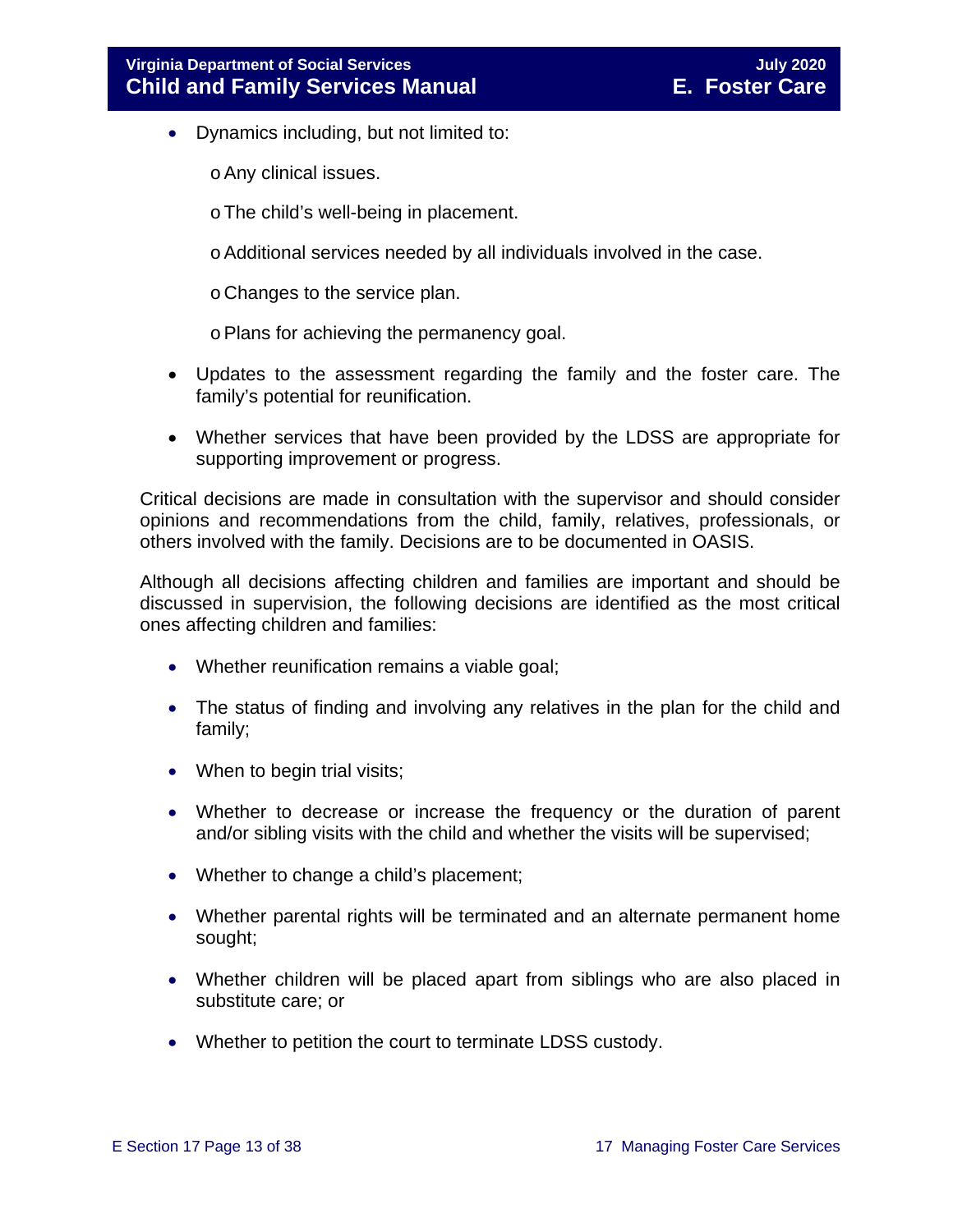- Dynamics including, but not limited to:
    - Any clinical issues.
    - The child's well-being in placement.
    - Additional services needed by all individuals involved in the case.
    - Changes to the service plan.
    - Plans for achieving the permanency goal.
- Updates to the assessment regarding the family and the foster care. The family's potential for reunification.
- Whether services that have been provided by the LDSS are appropriate for supporting improvement or progress.

Critical decisions are made in consultation with the supervisor and should consider opinions and recommendations from the child, family, relatives, professionals, or others involved with the family. Decisions are to be documented in OASIS.

Although all decisions affecting children and families are important and should be discussed in supervision, the following decisions are identified as the most critical ones affecting children and families:

- Whether reunification remains a viable goal;
- The status of finding and involving any relatives in the plan for the child and family;
- When to begin trial visits;
- Whether to decrease or increase the frequency or the duration of parent and/or sibling visits with the child and whether the visits will be supervised;
- Whether to change a child's placement;
- Whether parental rights will be terminated and an alternate permanent home sought;
- Whether children will be placed apart from siblings who are also placed in substitute care; or
- Whether to petition the court to terminate LDSS custody.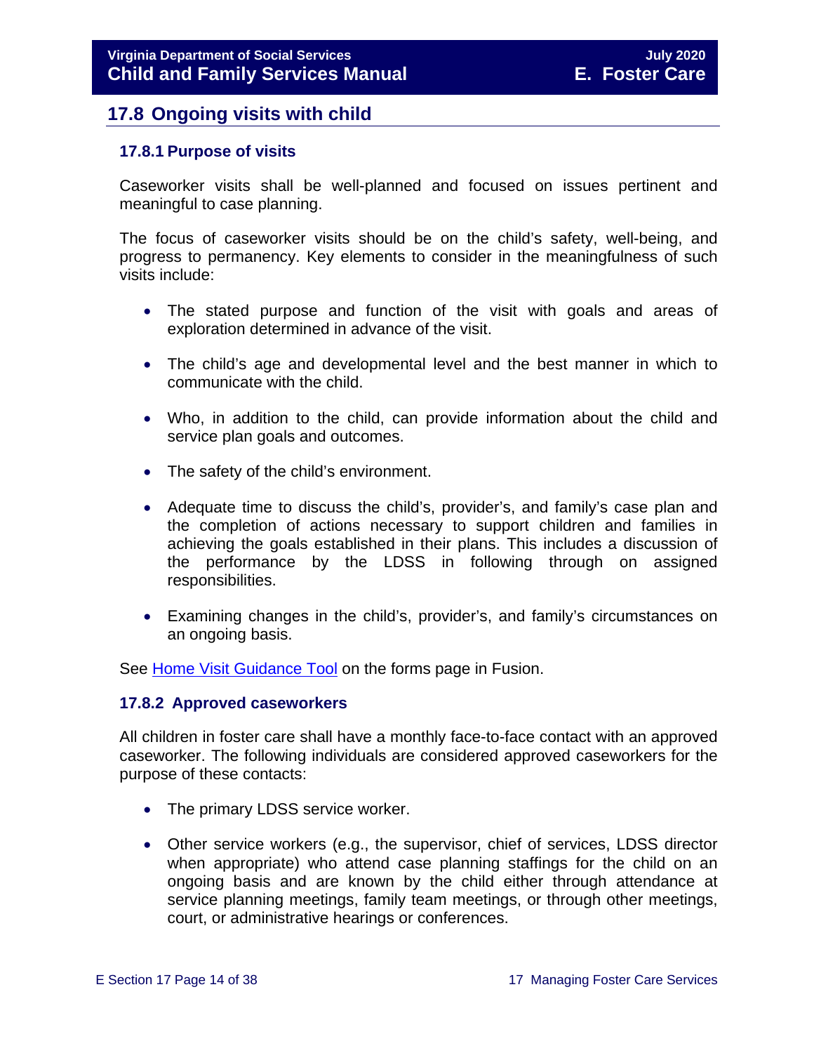## 17.8 Ongoing visits with child

### 17.8.1 Purpose of visits

Caseworker visits shall be well-planned and focused on issues pertinent and meaningful to case planning.

The focus of caseworker visits should be on the child's safety, well-being, and progress to permanency. Key elements to consider in the meaningfulness of such visits include:

- The stated purpose and function of the visit with goals and areas of exploration determined in advance of the visit.
- The child's age and developmental level and the best manner in which to communicate with the child.
- Who, in addition to the child, can provide information about the child and service plan goals and outcomes.
- The safety of the child's environment.
- Adequate time to discuss the child's, provider's, and family's case plan and the completion of actions necessary to support children and families in achieving the goals established in their plans. This includes a discussion of the performance by the LDSS in following through on assigned responsibilities.
- Examining changes in the child's, provider's, and family's circumstances on an ongoing basis.

See Home Visit Guidance Tool on the forms page in Fusion.

### 17.8.2 Approved caseworkers

All children in foster care shall have a monthly face-to-face contact with an approved caseworker. The following individuals are considered approved caseworkers for the purpose of these contacts:

- The primary LDSS service worker.
- Other service workers (e.g., the supervisor, chief of services, LDSS director when appropriate) who attend case planning staffings for the child on an ongoing basis and are known by the child either through attendance at service planning meetings, family team meetings, or through other meetings, court, or administrative hearings or conferences.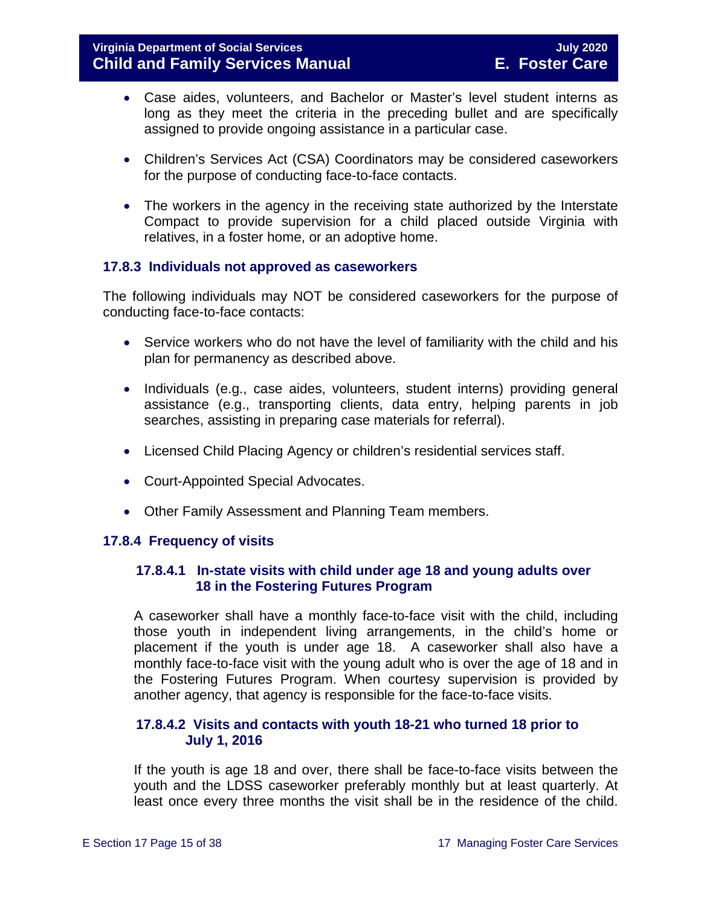- Case aides, volunteers, and Bachelor or Master's level student interns as long as they meet the criteria in the preceding bullet and are specifically assigned to provide ongoing assistance in a particular case.
- Children's Services Act (CSA) Coordinators may be considered caseworkers for the purpose of conducting face-to-face contacts.
- The workers in the agency in the receiving state authorized by the Interstate Compact to provide supervision for a child placed outside Virginia with relatives, in a foster home, or an adoptive home.

### 17.8.3 Individuals not approved as caseworkers

The following individuals may NOT be considered caseworkers for the purpose of conducting face-to-face contacts:

- Service workers who do not have the level of familiarity with the child and his plan for permanency as described above.
- Individuals (e.g., case aides, volunteers, student interns) providing general assistance (e.g., transporting clients, data entry, helping parents in job searches, assisting in preparing case materials for referral).
- Licensed Child Placing Agency or children's residential services staff.
- Court-Appointed Special Advocates.
- Other Family Assessment and Planning Team members.

### 17.8.4 Frequency of visits

#### 17.8.4.1 In-state visits with child under age 18 and young adults over 18 in the Fostering Futures Program

A caseworker shall have a monthly face-to-face visit with the child, including those youth in independent living arrangements, in the child's home or placement if the youth is under age 18. A caseworker shall also have a monthly face-to-face visit with the young adult who is over the age of 18 and in the Fostering Futures Program. When courtesy supervision is provided by another agency, that agency is responsible for the face-to-face visits.

#### 17.8.4.2 Visits and contacts with youth 18-21 who turned 18 prior to July 1, 2016

If the youth is age 18 and over, there shall be face-to-face visits between the youth and the LDSS caseworker preferably monthly but at least quarterly. At least once every three months the visit shall be in the residence of the child.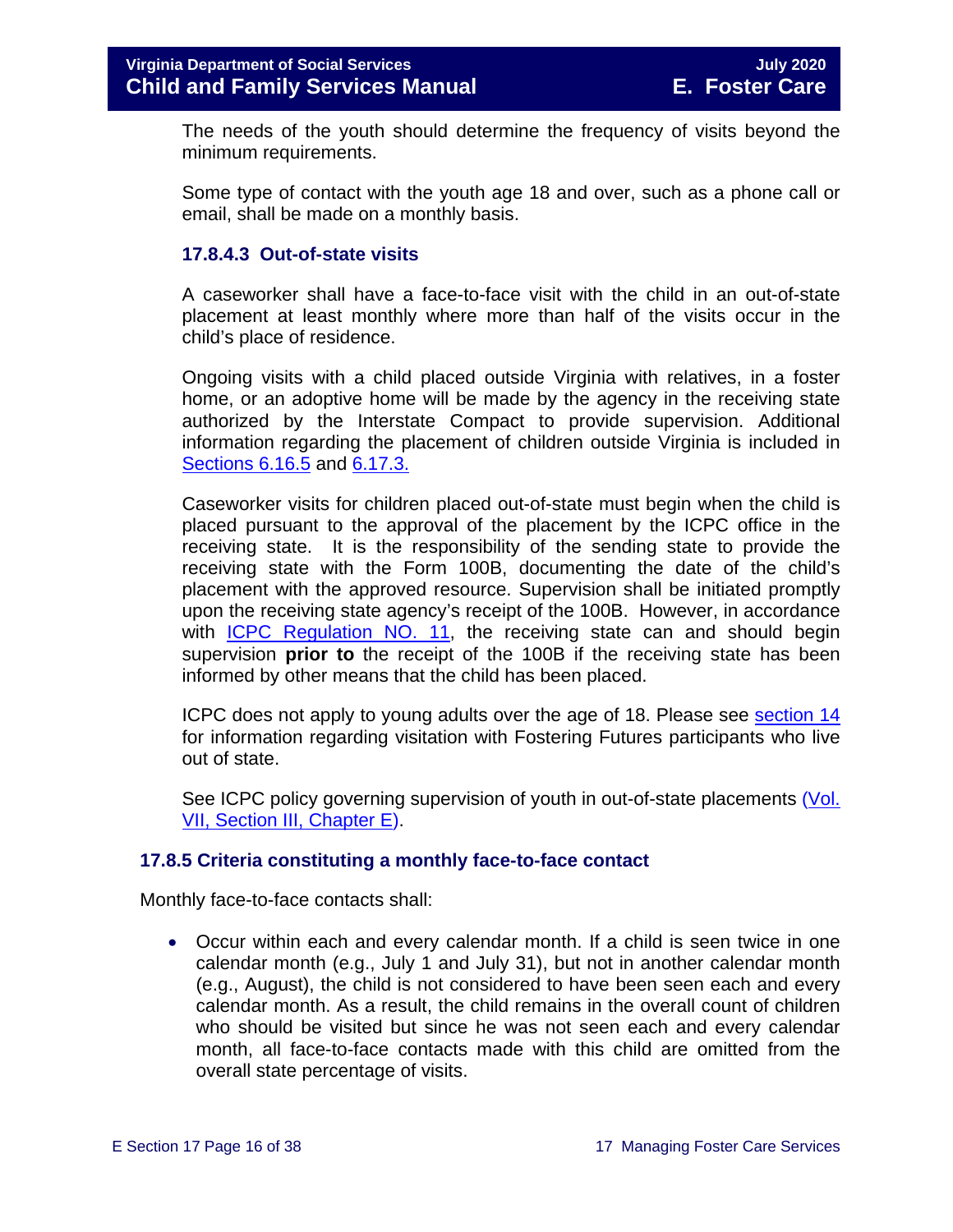The needs of the youth should determine the frequency of visits beyond the minimum requirements.

Some type of contact with the youth age 18 and over, such as a phone call or email, shall be made on a monthly basis.

#### 17.8.4.3 Out-of-state visits

A caseworker shall have a face-to-face visit with the child in an out-of-state placement at least monthly where more than half of the visits occur in the child's place of residence.

Ongoing visits with a child placed outside Virginia with relatives, in a foster home, or an adoptive home will be made by the agency in the receiving state authorized by the Interstate Compact to provide supervision. Additional information regarding the placement of children outside Virginia is included in Sections 6.16.5 and 6.17.3.

Caseworker visits for children placed out-of-state must begin when the child is placed pursuant to the approval of the placement by the ICPC office in the receiving state. It is the responsibility of the sending state to provide the receiving state with the Form 100B, documenting the date of the child's placement with the approved resource. Supervision shall be initiated promptly upon the receiving state agency's receipt of the 100B. However, in accordance with ICPC Regulation NO. 11, the receiving state can and should begin supervision **prior to** the receipt of the 100B if the receiving state has been informed by other means that the child has been placed.

ICPC does not apply to young adults over the age of 18. Please see section 14 for information regarding visitation with Fostering Futures participants who live out of state.

See ICPC policy governing supervision of youth in out-of-state placements (Vol. VII, Section III, Chapter E).

### 17.8.5 Criteria constituting a monthly face-to-face contact

Monthly face-to-face contacts shall:

- Occur within each and every calendar month. If a child is seen twice in one calendar month (e.g., July 1 and July 31), but not in another calendar month (e.g., August), the child is not considered to have been seen each and every calendar month. As a result, the child remains in the overall count of children who should be visited but since he was not seen each and every calendar month, all face-to-face contacts made with this child are omitted from the overall state percentage of visits.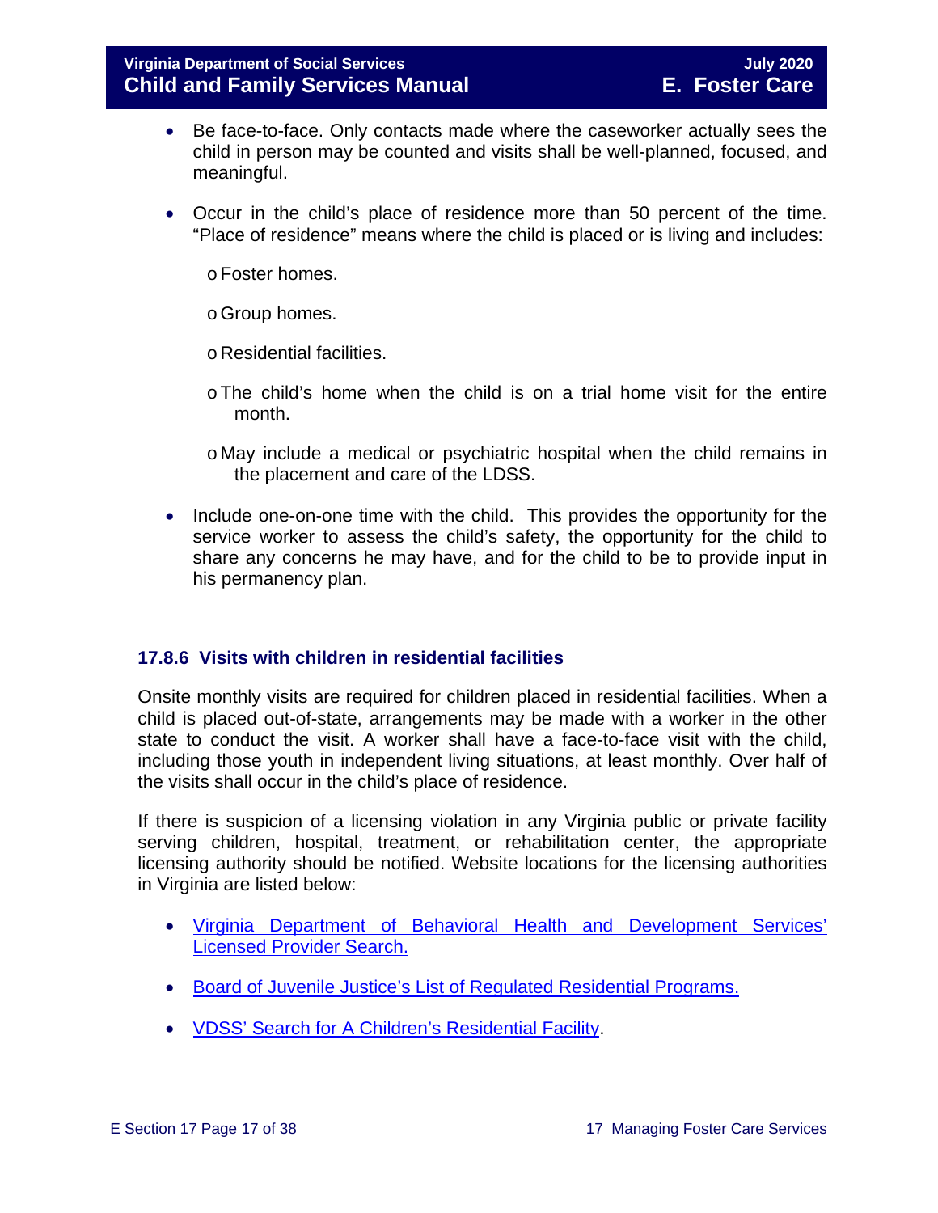- Be face-to-face. Only contacts made where the caseworker actually sees the child in person may be counted and visits shall be well-planned, focused, and meaningful.

- Occur in the child's place of residence more than 50 percent of the time. "Place of residence" means where the child is placed or is living and includes:
  - Foster homes.
  - Group homes.
  - Residential facilities.
  - The child's home when the child is on a trial home visit for the entire month.
  - May include a medical or psychiatric hospital when the child remains in the placement and care of the LDSS.

- Include one-on-one time with the child. This provides the opportunity for the service worker to assess the child's safety, the opportunity for the child to share any concerns he may have, and for the child to be to provide input in his permanency plan.

### 17.8.6 Visits with children in residential facilities

Onsite monthly visits are required for children placed in residential facilities. When a child is placed out-of-state, arrangements may be made with a worker in the other state to conduct the visit. A worker shall have a face-to-face visit with the child, including those youth in independent living situations, at least monthly. Over half of the visits shall occur in the child's place of residence.

If there is suspicion of a licensing violation in any Virginia public or private facility serving children, hospital, treatment, or rehabilitation center, the appropriate licensing authority should be notified. Website locations for the licensing authorities in Virginia are listed below:

- Virginia Department of Behavioral Health and Development Services' Licensed Provider Search.
- Board of Juvenile Justice's List of Regulated Residential Programs.
- VDSS' Search for A Children's Residential Facility.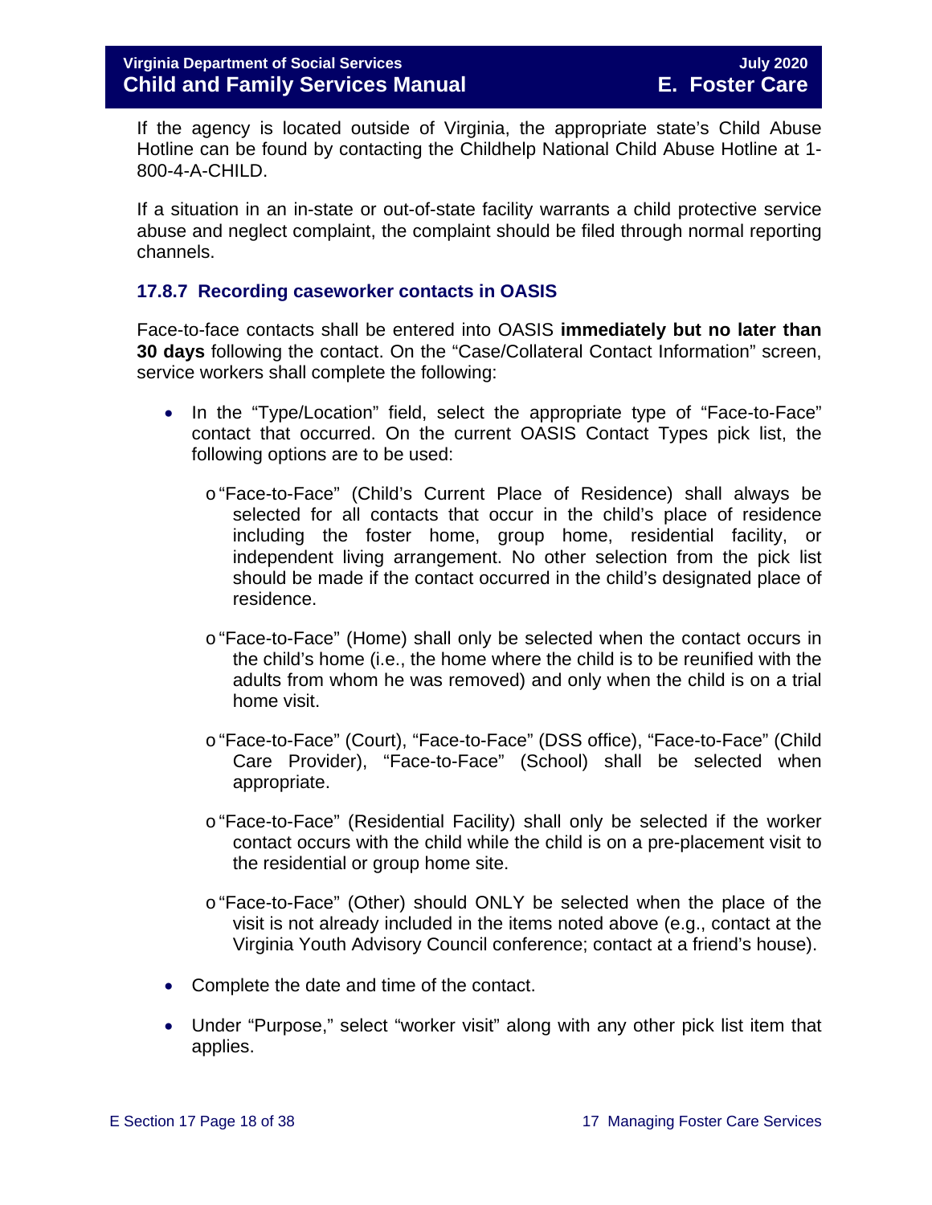If the agency is located outside of Virginia, the appropriate state's Child Abuse Hotline can be found by contacting the Childhelp National Child Abuse Hotline at 1-800-4-A-CHILD.

If a situation in an in-state or out-of-state facility warrants a child protective service abuse and neglect complaint, the complaint should be filed through normal reporting channels.

### 17.8.7 Recording caseworker contacts in OASIS

Face-to-face contacts shall be entered into OASIS **immediately but no later than 30 days** following the contact. On the "Case/Collateral Contact Information" screen, service workers shall complete the following:

- In the "Type/Location" field, select the appropriate type of "Face-to-Face" contact that occurred. On the current OASIS Contact Types pick list, the following options are to be used:
  - "Face-to-Face" (Child's Current Place of Residence) shall always be selected for all contacts that occur in the child's place of residence including the foster home, group home, residential facility, or independent living arrangement. No other selection from the pick list should be made if the contact occurred in the child's designated place of residence.
  - "Face-to-Face" (Home) shall only be selected when the contact occurs in the child's home (i.e., the home where the child is to be reunified with the adults from whom he was removed) and only when the child is on a trial home visit.
  - "Face-to-Face" (Court), "Face-to-Face" (DSS office), "Face-to-Face" (Child Care Provider), "Face-to-Face" (School) shall be selected when appropriate.
  - "Face-to-Face" (Residential Facility) shall only be selected if the worker contact occurs with the child while the child is on a pre-placement visit to the residential or group home site.
  - "Face-to-Face" (Other) should ONLY be selected when the place of the visit is not already included in the items noted above (e.g., contact at the Virginia Youth Advisory Council conference; contact at a friend's house).
- Complete the date and time of the contact.
- Under "Purpose," select "worker visit" along with any other pick list item that applies.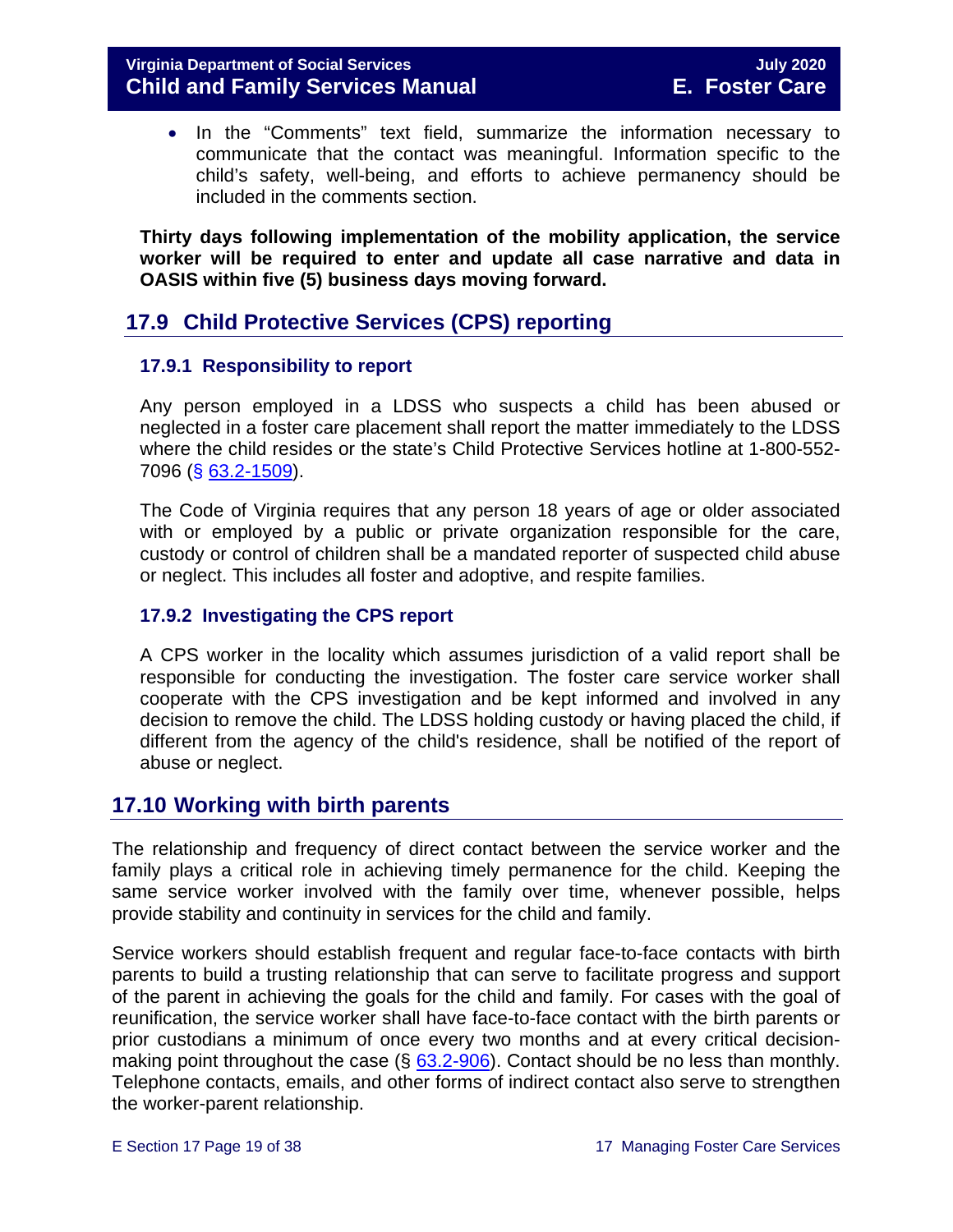- In the "Comments" text field, summarize the information necessary to communicate that the contact was meaningful. Information specific to the child's safety, well-being, and efforts to achieve permanency should be included in the comments section.

**Thirty days following implementation of the mobility application, the service worker will be required to enter and update all case narrative and data in OASIS within five (5) business days moving forward.**

## 17.9 Child Protective Services (CPS) reporting

### 17.9.1 Responsibility to report

Any person employed in a LDSS who suspects a child has been abused or neglected in a foster care placement shall report the matter immediately to the LDSS where the child resides or the state's Child Protective Services hotline at 1-800-552-7096 (§ 63.2-1509).

The Code of Virginia requires that any person 18 years of age or older associated with or employed by a public or private organization responsible for the care, custody or control of children shall be a mandated reporter of suspected child abuse or neglect. This includes all foster and adoptive, and respite families.

### 17.9.2 Investigating the CPS report

A CPS worker in the locality which assumes jurisdiction of a valid report shall be responsible for conducting the investigation. The foster care service worker shall cooperate with the CPS investigation and be kept informed and involved in any decision to remove the child. The LDSS holding custody or having placed the child, if different from the agency of the child's residence, shall be notified of the report of abuse or neglect.

## 17.10 Working with birth parents

The relationship and frequency of direct contact between the service worker and the family plays a critical role in achieving timely permanence for the child. Keeping the same service worker involved with the family over time, whenever possible, helps provide stability and continuity in services for the child and family.

Service workers should establish frequent and regular face-to-face contacts with birth parents to build a trusting relationship that can serve to facilitate progress and support of the parent in achieving the goals for the child and family. For cases with the goal of reunification, the service worker shall have face-to-face contact with the birth parents or prior custodians a minimum of once every two months and at every critical decision-making point throughout the case (§ 63.2-906). Contact should be no less than monthly. Telephone contacts, emails, and other forms of indirect contact also serve to strengthen the worker-parent relationship.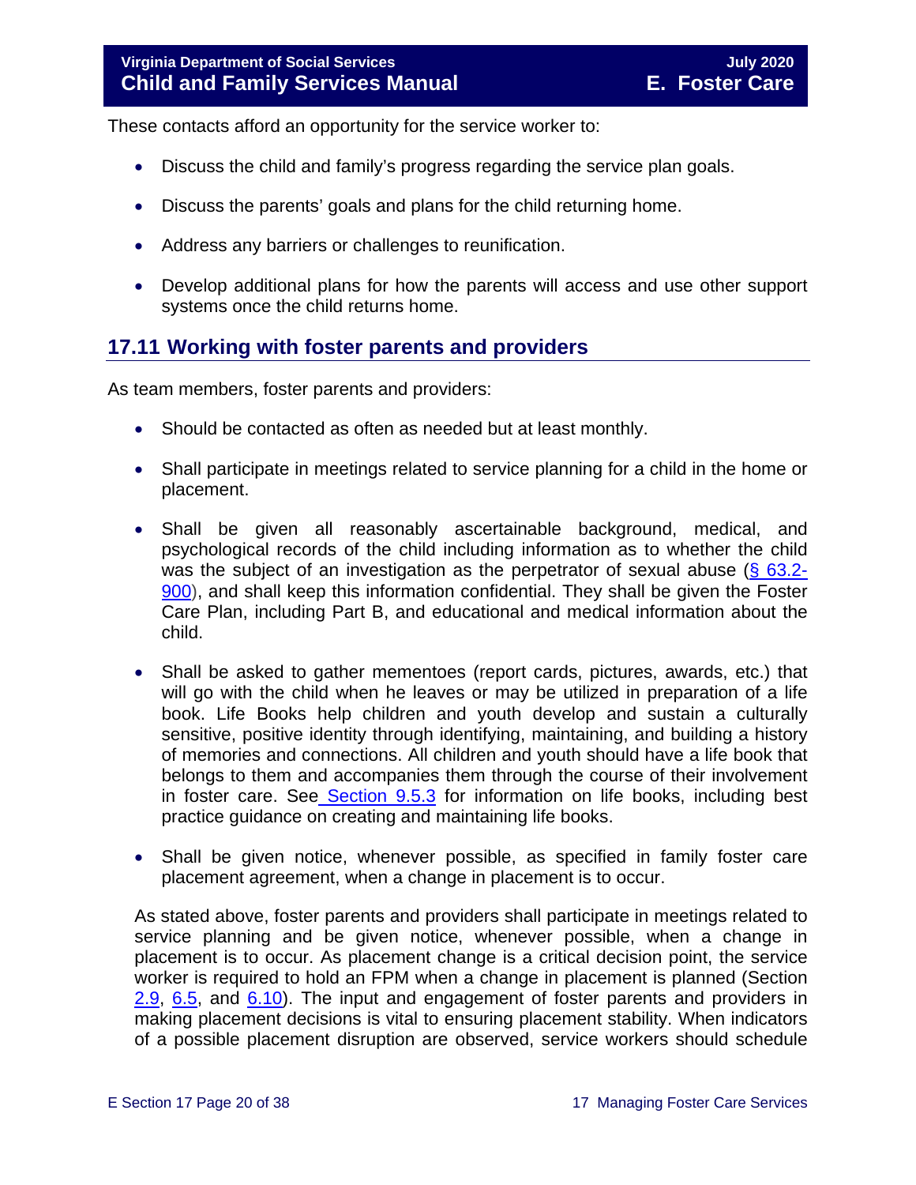These contacts afford an opportunity for the service worker to:

- Discuss the child and family's progress regarding the service plan goals.
- Discuss the parents' goals and plans for the child returning home.
- Address any barriers or challenges to reunification.
- Develop additional plans for how the parents will access and use other support systems once the child returns home.

## 17.11 Working with foster parents and providers

As team members, foster parents and providers:

- Should be contacted as often as needed but at least monthly.
- Shall participate in meetings related to service planning for a child in the home or placement.
- Shall be given all reasonably ascertainable background, medical, and psychological records of the child including information as to whether the child was the subject of an investigation as the perpetrator of sexual abuse (§ 63.2-900), and shall keep this information confidential. They shall be given the Foster Care Plan, including Part B, and educational and medical information about the child.
- Shall be asked to gather mementoes (report cards, pictures, awards, etc.) that will go with the child when he leaves or may be utilized in preparation of a life book. Life Books help children and youth develop and sustain a culturally sensitive, positive identity through identifying, maintaining, and building a history of memories and connections. All children and youth should have a life book that belongs to them and accompanies them through the course of their involvement in foster care. See Section 9.5.3 for information on life books, including best practice guidance on creating and maintaining life books.
- Shall be given notice, whenever possible, as specified in family foster care placement agreement, when a change in placement is to occur.

As stated above, foster parents and providers shall participate in meetings related to service planning and be given notice, whenever possible, when a change in placement is to occur. As placement change is a critical decision point, the service worker is required to hold an FPM when a change in placement is planned (Section 2.9, 6.5, and 6.10). The input and engagement of foster parents and providers in making placement decisions is vital to ensuring placement stability. When indicators of a possible placement disruption are observed, service workers should schedule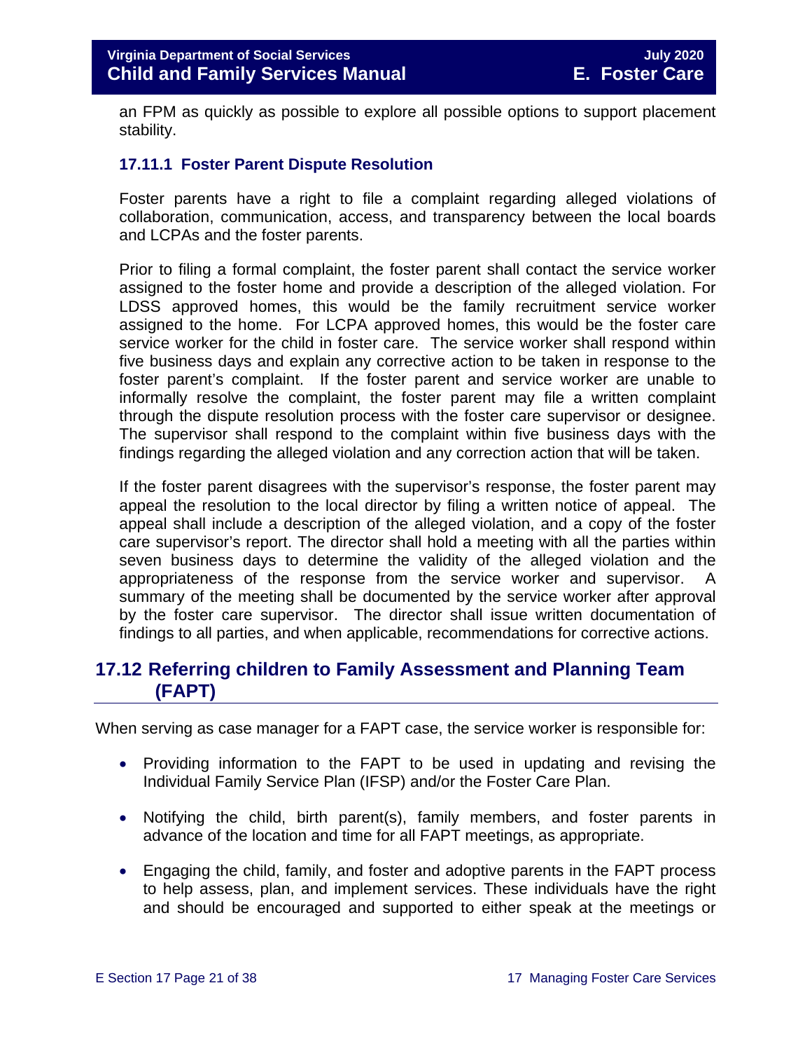an FPM as quickly as possible to explore all possible options to support placement stability.

### 17.11.1 Foster Parent Dispute Resolution

Foster parents have a right to file a complaint regarding alleged violations of collaboration, communication, access, and transparency between the local boards and LCPAs and the foster parents.

Prior to filing a formal complaint, the foster parent shall contact the service worker assigned to the foster home and provide a description of the alleged violation. For LDSS approved homes, this would be the family recruitment service worker assigned to the home. For LCPA approved homes, this would be the foster care service worker for the child in foster care. The service worker shall respond within five business days and explain any corrective action to be taken in response to the foster parent's complaint. If the foster parent and service worker are unable to informally resolve the complaint, the foster parent may file a written complaint through the dispute resolution process with the foster care supervisor or designee. The supervisor shall respond to the complaint within five business days with the findings regarding the alleged violation and any correction action that will be taken.

If the foster parent disagrees with the supervisor's response, the foster parent may appeal the resolution to the local director by filing a written notice of appeal. The appeal shall include a description of the alleged violation, and a copy of the foster care supervisor's report. The director shall hold a meeting with all the parties within seven business days to determine the validity of the alleged violation and the appropriateness of the response from the service worker and supervisor. A summary of the meeting shall be documented by the service worker after approval by the foster care supervisor. The director shall issue written documentation of findings to all parties, and when applicable, recommendations for corrective actions.

## 17.12 Referring children to Family Assessment and Planning Team (FAPT)

When serving as case manager for a FAPT case, the service worker is responsible for:

- Providing information to the FAPT to be used in updating and revising the Individual Family Service Plan (IFSP) and/or the Foster Care Plan.
- Notifying the child, birth parent(s), family members, and foster parents in advance of the location and time for all FAPT meetings, as appropriate.
- Engaging the child, family, and foster and adoptive parents in the FAPT process to help assess, plan, and implement services. These individuals have the right and should be encouraged and supported to either speak at the meetings or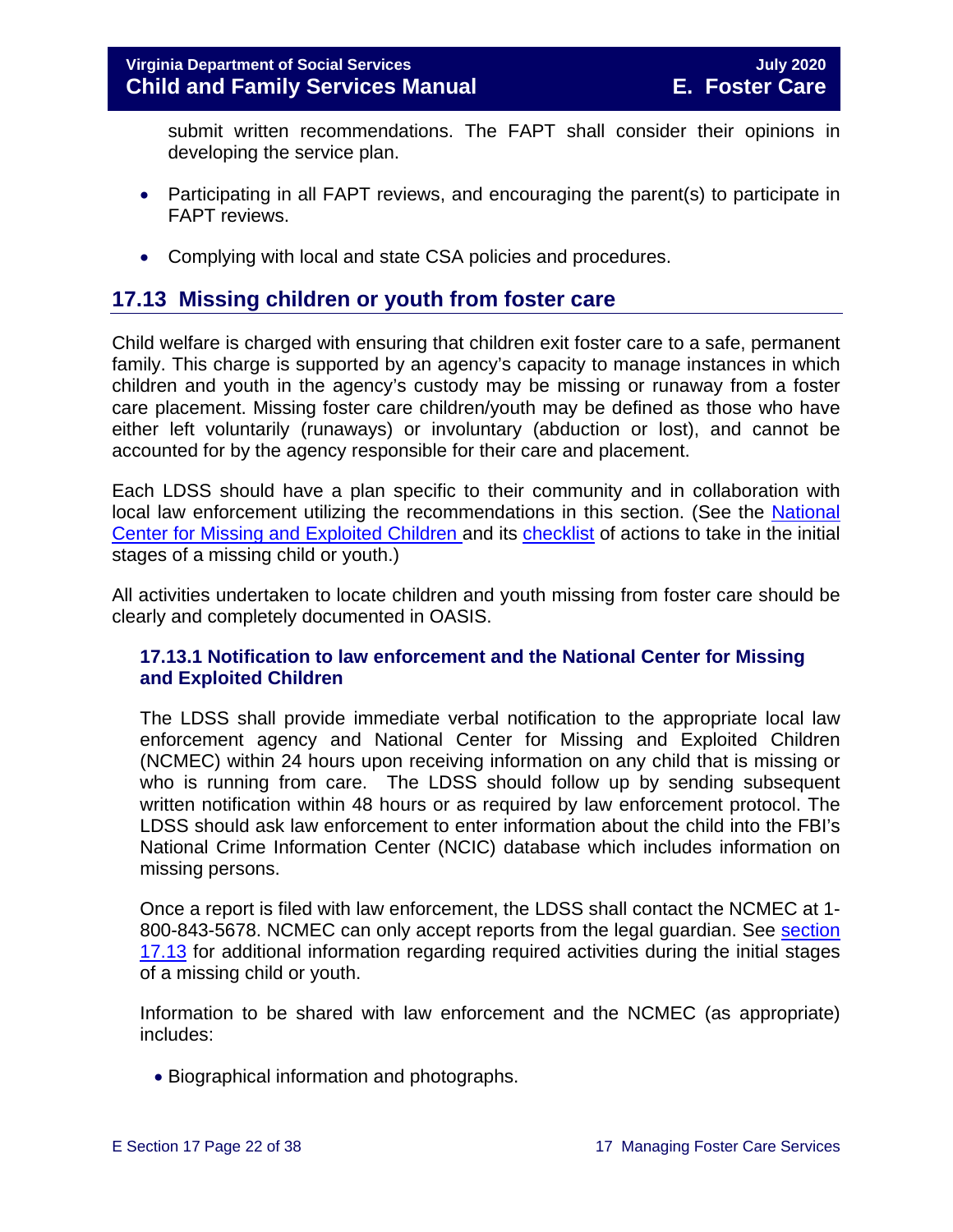submit written recommendations. The FAPT shall consider their opinions in developing the service plan.

- Participating in all FAPT reviews, and encouraging the parent(s) to participate in FAPT reviews.
- Complying with local and state CSA policies and procedures.

## 17.13 Missing children or youth from foster care

Child welfare is charged with ensuring that children exit foster care to a safe, permanent family. This charge is supported by an agency's capacity to manage instances in which children and youth in the agency's custody may be missing or runaway from a foster care placement. Missing foster care children/youth may be defined as those who have either left voluntarily (runaways) or involuntary (abduction or lost), and cannot be accounted for by the agency responsible for their care and placement.

Each LDSS should have a plan specific to their community and in collaboration with local law enforcement utilizing the recommendations in this section. (See the National Center for Missing and Exploited Children and its checklist of actions to take in the initial stages of a missing child or youth.)

All activities undertaken to locate children and youth missing from foster care should be clearly and completely documented in OASIS.

### 17.13.1 Notification to law enforcement and the National Center for Missing and Exploited Children

The LDSS shall provide immediate verbal notification to the appropriate local law enforcement agency and National Center for Missing and Exploited Children (NCMEC) within 24 hours upon receiving information on any child that is missing or who is running from care. The LDSS should follow up by sending subsequent written notification within 48 hours or as required by law enforcement protocol. The LDSS should ask law enforcement to enter information about the child into the FBI's National Crime Information Center (NCIC) database which includes information on missing persons.

Once a report is filed with law enforcement, the LDSS shall contact the NCMEC at 1-800-843-5678. NCMEC can only accept reports from the legal guardian. See section 17.13 for additional information regarding required activities during the initial stages of a missing child or youth.

Information to be shared with law enforcement and the NCMEC (as appropriate) includes:

- Biographical information and photographs.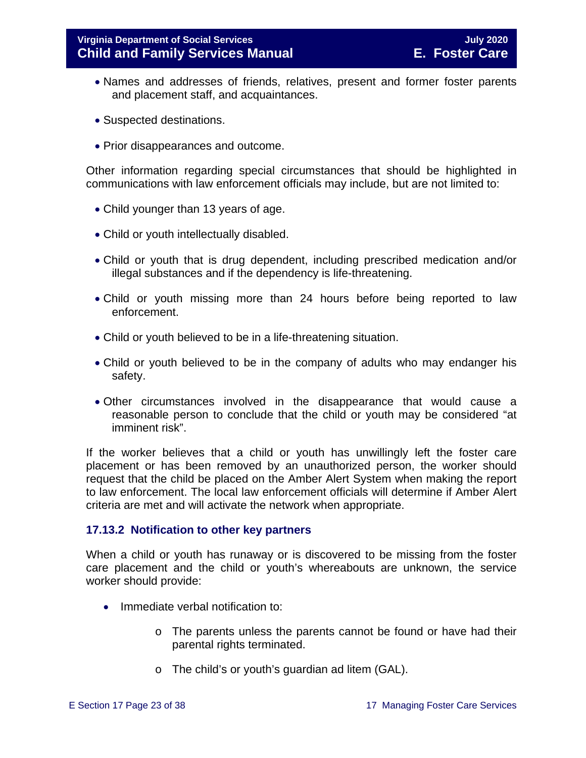- Names and addresses of friends, relatives, present and former foster parents and placement staff, and acquaintances.
- Suspected destinations.
- Prior disappearances and outcome.

Other information regarding special circumstances that should be highlighted in communications with law enforcement officials may include, but are not limited to:

- Child younger than 13 years of age.
- Child or youth intellectually disabled.
- Child or youth that is drug dependent, including prescribed medication and/or illegal substances and if the dependency is life-threatening.
- Child or youth missing more than 24 hours before being reported to law enforcement.
- Child or youth believed to be in a life-threatening situation.
- Child or youth believed to be in the company of adults who may endanger his safety.
- Other circumstances involved in the disappearance that would cause a reasonable person to conclude that the child or youth may be considered "at imminent risk".

If the worker believes that a child or youth has unwillingly left the foster care placement or has been removed by an unauthorized person, the worker should request that the child be placed on the Amber Alert System when making the report to law enforcement. The local law enforcement officials will determine if Amber Alert criteria are met and will activate the network when appropriate.

### 17.13.2 Notification to other key partners

When a child or youth has runaway or is discovered to be missing from the foster care placement and the child or youth's whereabouts are unknown, the service worker should provide:

- Immediate verbal notification to:
    - The parents unless the parents cannot be found or have had their parental rights terminated.
    - The child's or youth's guardian ad litem (GAL).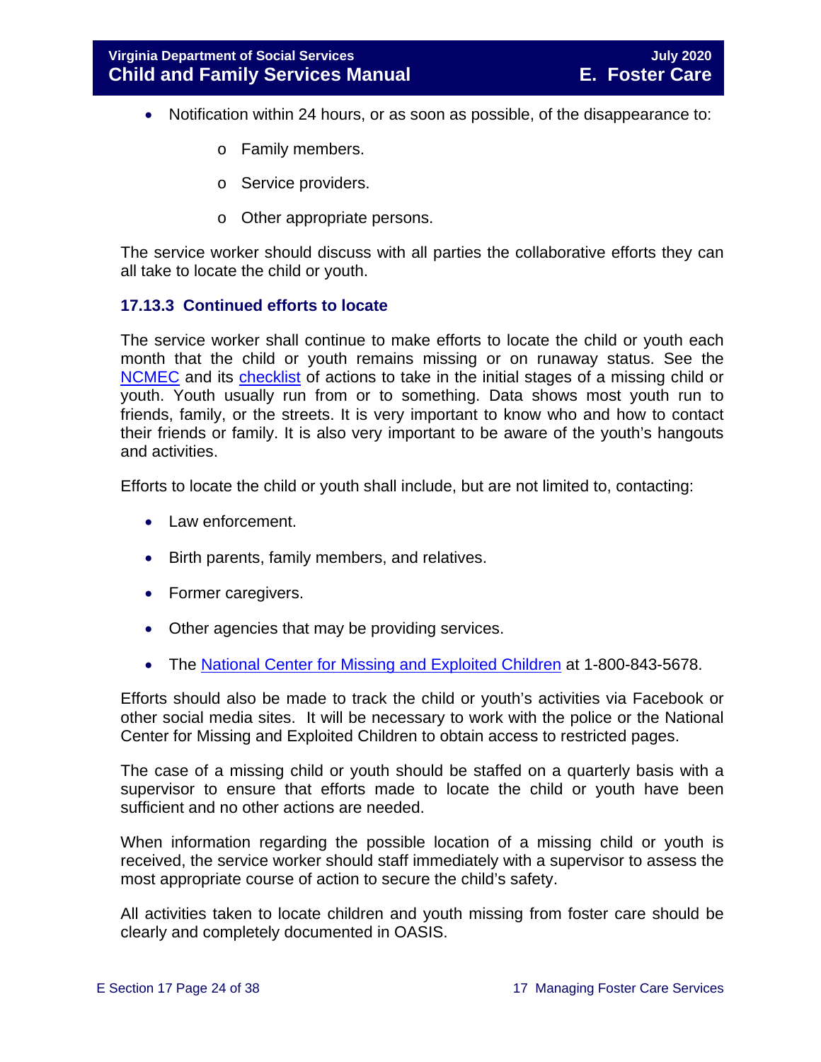- Notification within 24 hours, or as soon as possible, of the disappearance to:
    - Family members.
    - Service providers.
    - Other appropriate persons.

The service worker should discuss with all parties the collaborative efforts they can all take to locate the child or youth.

### 17.13.3 Continued efforts to locate

The service worker shall continue to make efforts to locate the child or youth each month that the child or youth remains missing or on runaway status. See the NCMEC and its checklist of actions to take in the initial stages of a missing child or youth. Youth usually run from or to something. Data shows most youth run to friends, family, or the streets. It is very important to know who and how to contact their friends or family. It is also very important to be aware of the youth's hangouts and activities.

Efforts to locate the child or youth shall include, but are not limited to, contacting:

- Law enforcement.
- Birth parents, family members, and relatives.
- Former caregivers.
- Other agencies that may be providing services.
- The National Center for Missing and Exploited Children at 1-800-843-5678.

Efforts should also be made to track the child or youth's activities via Facebook or other social media sites. It will be necessary to work with the police or the National Center for Missing and Exploited Children to obtain access to restricted pages.

The case of a missing child or youth should be staffed on a quarterly basis with a supervisor to ensure that efforts made to locate the child or youth have been sufficient and no other actions are needed.

When information regarding the possible location of a missing child or youth is received, the service worker should staff immediately with a supervisor to assess the most appropriate course of action to secure the child's safety.

All activities taken to locate children and youth missing from foster care should be clearly and completely documented in OASIS.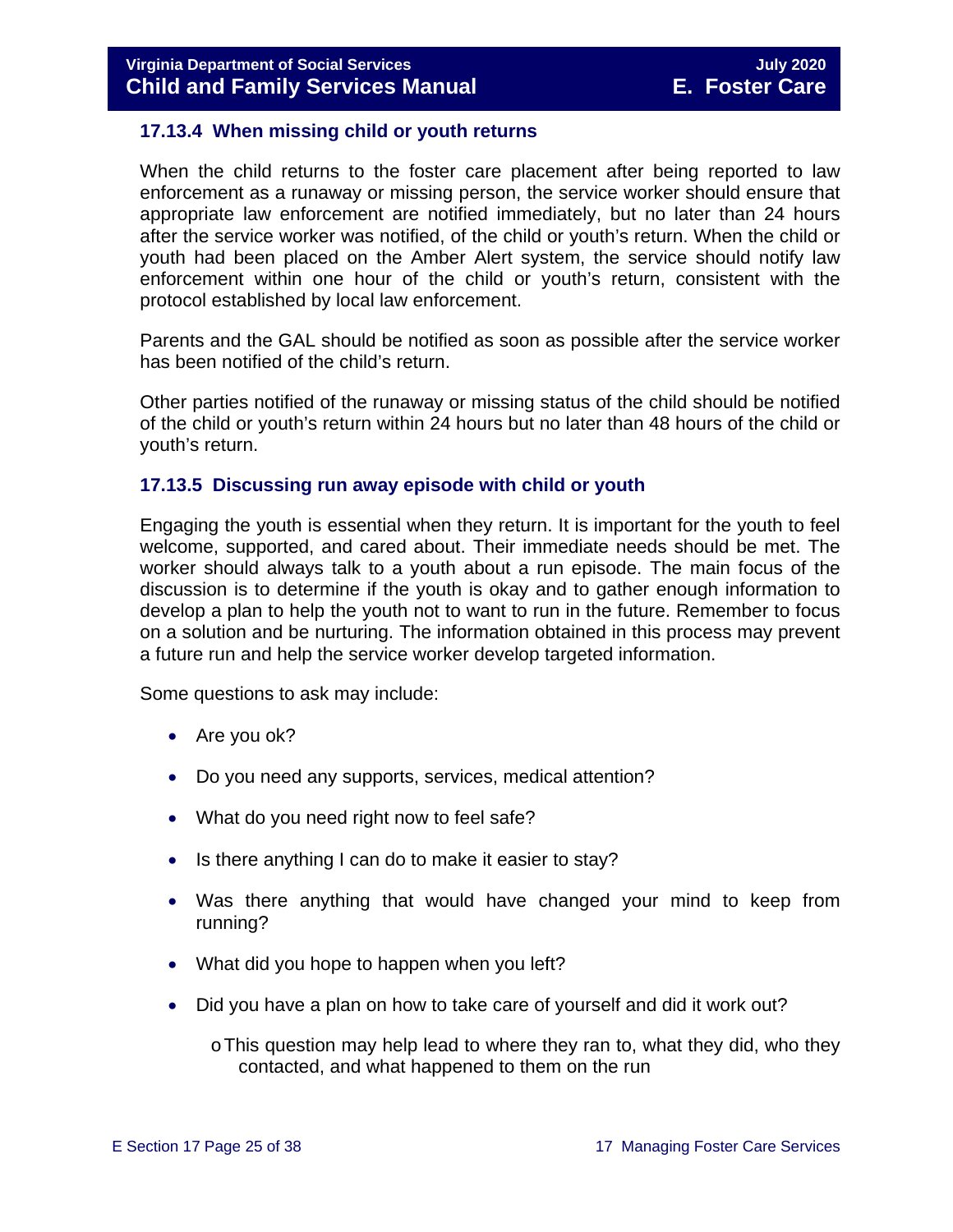### 17.13.4 When missing child or youth returns

When the child returns to the foster care placement after being reported to law enforcement as a runaway or missing person, the service worker should ensure that appropriate law enforcement are notified immediately, but no later than 24 hours after the service worker was notified, of the child or youth's return. When the child or youth had been placed on the Amber Alert system, the service should notify law enforcement within one hour of the child or youth's return, consistent with the protocol established by local law enforcement.

Parents and the GAL should be notified as soon as possible after the service worker has been notified of the child's return.

Other parties notified of the runaway or missing status of the child should be notified of the child or youth's return within 24 hours but no later than 48 hours of the child or youth's return.

### 17.13.5 Discussing run away episode with child or youth

Engaging the youth is essential when they return. It is important for the youth to feel welcome, supported, and cared about. Their immediate needs should be met. The worker should always talk to a youth about a run episode. The main focus of the discussion is to determine if the youth is okay and to gather enough information to develop a plan to help the youth not to want to run in the future. Remember to focus on a solution and be nurturing. The information obtained in this process may prevent a future run and help the service worker develop targeted information.

Some questions to ask may include:

- Are you ok?
- Do you need any supports, services, medical attention?
- What do you need right now to feel safe?
- Is there anything I can do to make it easier to stay?
- Was there anything that would have changed your mind to keep from running?
- What did you hope to happen when you left?
- Did you have a plan on how to take care of yourself and did it work out?
  - This question may help lead to where they ran to, what they did, who they contacted, and what happened to them on the run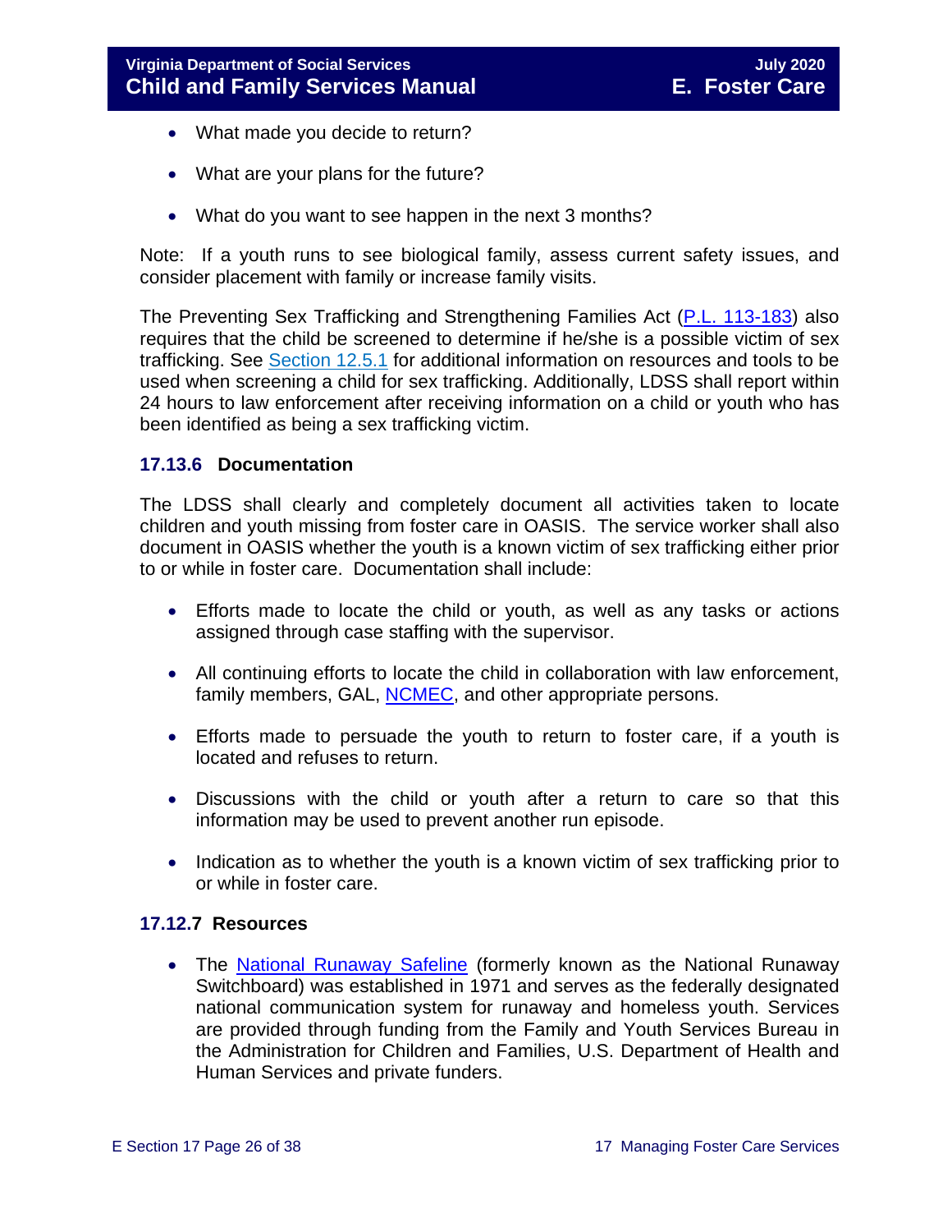- What made you decide to return?
- What are your plans for the future?
- What do you want to see happen in the next 3 months?

Note: If a youth runs to see biological family, assess current safety issues, and consider placement with family or increase family visits.

The Preventing Sex Trafficking and Strengthening Families Act (P.L. 113-183) also requires that the child be screened to determine if he/she is a possible victim of sex trafficking. See Section 12.5.1 for additional information on resources and tools to be used when screening a child for sex trafficking. Additionally, LDSS shall report within 24 hours to law enforcement after receiving information on a child or youth who has been identified as being a sex trafficking victim.

### 17.13.6 Documentation

The LDSS shall clearly and completely document all activities taken to locate children and youth missing from foster care in OASIS. The service worker shall also document in OASIS whether the youth is a known victim of sex trafficking either prior to or while in foster care. Documentation shall include:

- Efforts made to locate the child or youth, as well as any tasks or actions assigned through case staffing with the supervisor.
- All continuing efforts to locate the child in collaboration with law enforcement, family members, GAL, NCMEC, and other appropriate persons.
- Efforts made to persuade the youth to return to foster care, if a youth is located and refuses to return.
- Discussions with the child or youth after a return to care so that this information may be used to prevent another run episode.
- Indication as to whether the youth is a known victim of sex trafficking prior to or while in foster care.

### 17.12.7 Resources

- The National Runaway Safeline (formerly known as the National Runaway Switchboard) was established in 1971 and serves as the federally designated national communication system for runaway and homeless youth. Services are provided through funding from the Family and Youth Services Bureau in the Administration for Children and Families, U.S. Department of Health and Human Services and private funders.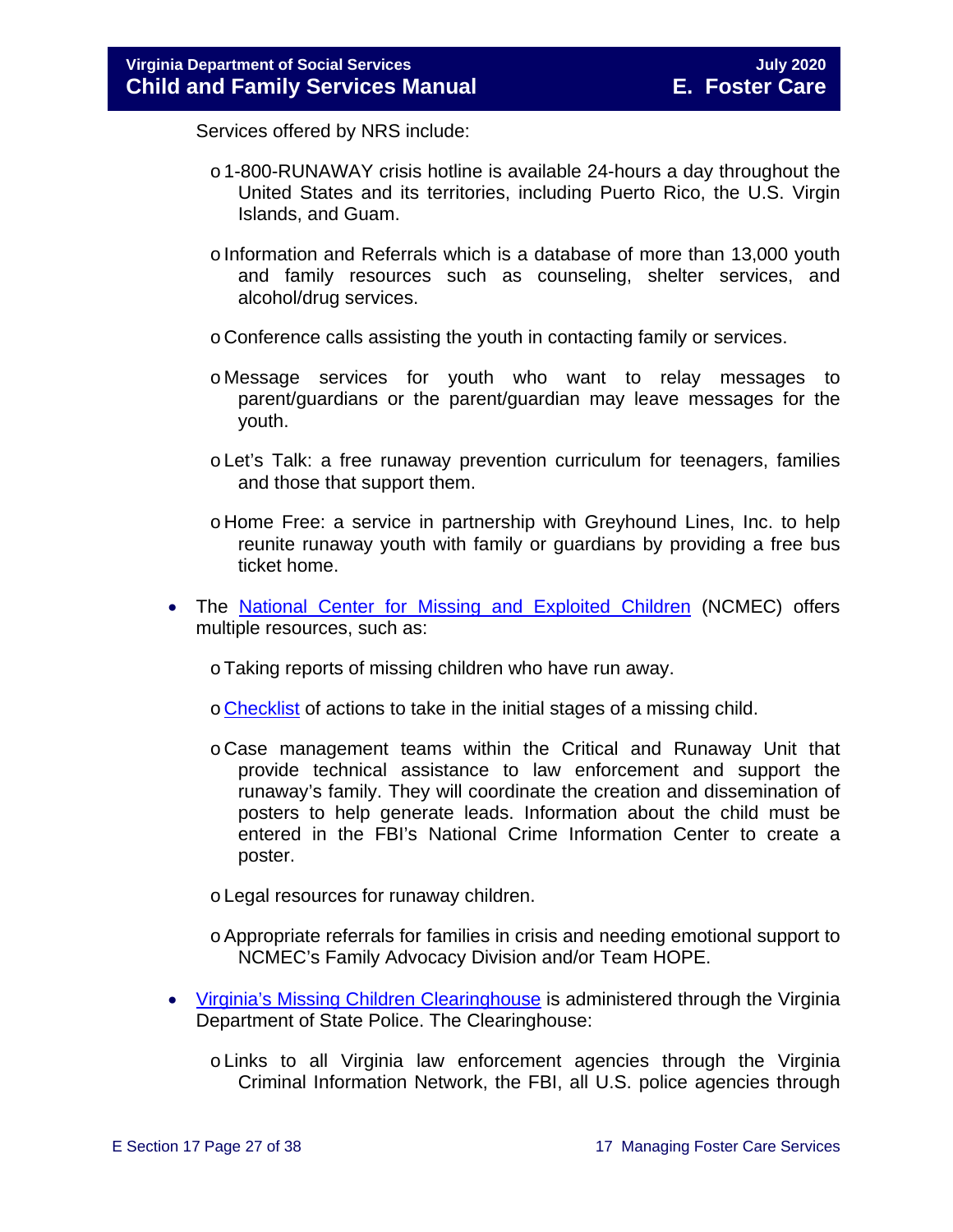Services offered by NRS include:

- 1-800-RUNAWAY crisis hotline is available 24-hours a day throughout the United States and its territories, including Puerto Rico, the U.S. Virgin Islands, and Guam.
- Information and Referrals which is a database of more than 13,000 youth and family resources such as counseling, shelter services, and alcohol/drug services.
- Conference calls assisting the youth in contacting family or services.
- Message services for youth who want to relay messages to parent/guardians or the parent/guardian may leave messages for the youth.
- Let's Talk: a free runaway prevention curriculum for teenagers, families and those that support them.
- Home Free: a service in partnership with Greyhound Lines, Inc. to help reunite runaway youth with family or guardians by providing a free bus ticket home.

- The National Center for Missing and Exploited Children (NCMEC) offers multiple resources, such as:
    - Taking reports of missing children who have run away.
    - Checklist of actions to take in the initial stages of a missing child.
    - Case management teams within the Critical and Runaway Unit that provide technical assistance to law enforcement and support the runaway's family. They will coordinate the creation and dissemination of posters to help generate leads. Information about the child must be entered in the FBI's National Crime Information Center to create a poster.
    - Legal resources for runaway children.
    - Appropriate referrals for families in crisis and needing emotional support to NCMEC's Family Advocacy Division and/or Team HOPE.

- Virginia's Missing Children Clearinghouse is administered through the Virginia Department of State Police. The Clearinghouse:
    - Links to all Virginia law enforcement agencies through the Virginia Criminal Information Network, the FBI, all U.S. police agencies through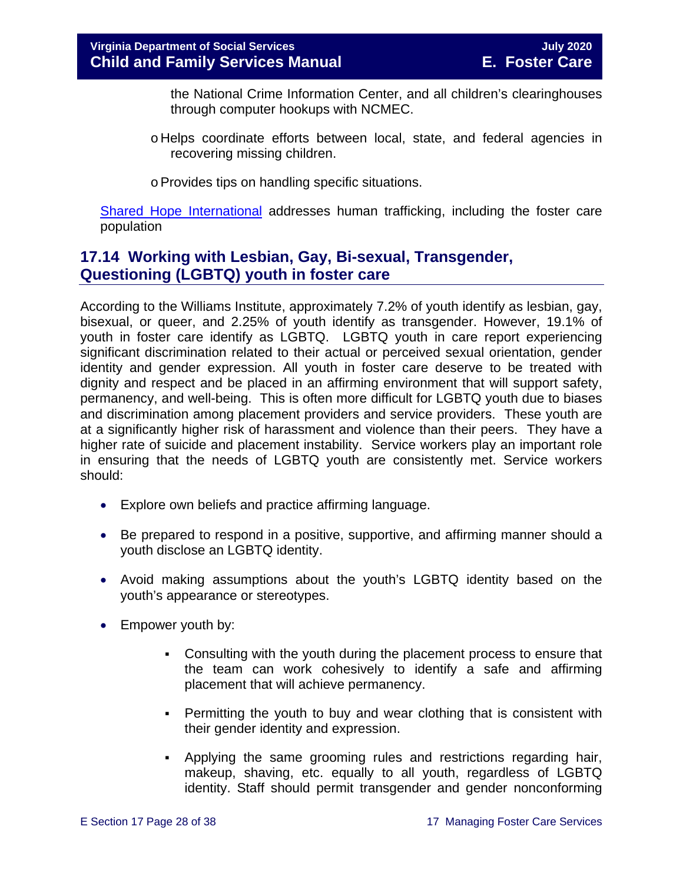the National Crime Information Center, and all children's clearinghouses through computer hookups with NCMEC.

- Helps coordinate efforts between local, state, and federal agencies in recovering missing children.

- Provides tips on handling specific situations.

[Shared Hope International] addresses human trafficking, including the foster care population

## 17.14 Working with Lesbian, Gay, Bi-sexual, Transgender, Questioning (LGBTQ) youth in foster care

According to the Williams Institute, approximately 7.2% of youth identify as lesbian, gay, bisexual, or queer, and 2.25% of youth identify as transgender. However, 19.1% of youth in foster care identify as LGBTQ. LGBTQ youth in care report experiencing significant discrimination related to their actual or perceived sexual orientation, gender identity and gender expression. All youth in foster care deserve to be treated with dignity and respect and be placed in an affirming environment that will support safety, permanency, and well-being. This is often more difficult for LGBTQ youth due to biases and discrimination among placement providers and service providers. These youth are at a significantly higher risk of harassment and violence than their peers. They have a higher rate of suicide and placement instability. Service workers play an important role in ensuring that the needs of LGBTQ youth are consistently met. Service workers should:

- Explore own beliefs and practice affirming language.

- Be prepared to respond in a positive, supportive, and affirming manner should a youth disclose an LGBTQ identity.

- Avoid making assumptions about the youth's LGBTQ identity based on the youth's appearance or stereotypes.

- Empower youth by:

    - Consulting with the youth during the placement process to ensure that the team can work cohesively to identify a safe and affirming placement that will achieve permanency.

    - Permitting the youth to buy and wear clothing that is consistent with their gender identity and expression.

    - Applying the same grooming rules and restrictions regarding hair, makeup, shaving, etc. equally to all youth, regardless of LGBTQ identity. Staff should permit transgender and gender nonconforming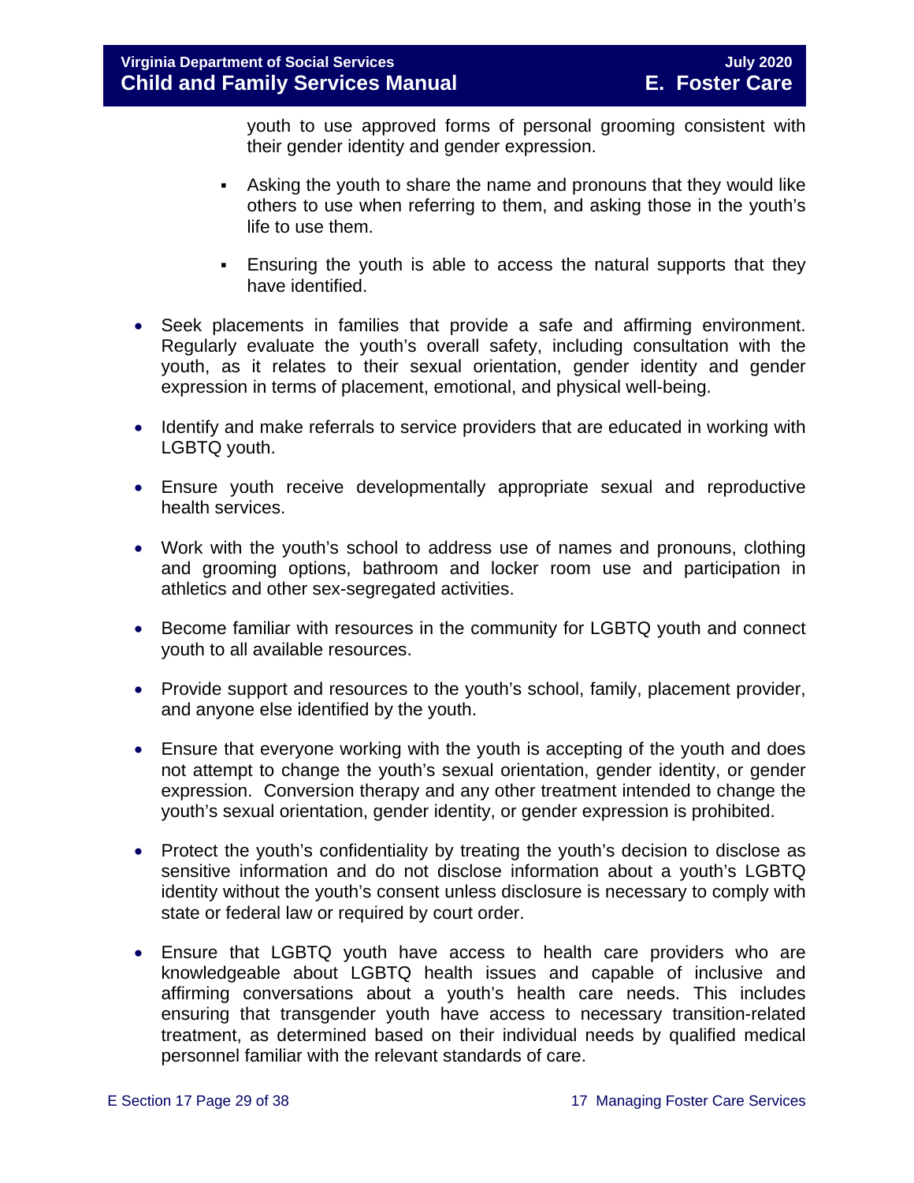youth to use approved forms of personal grooming consistent with their gender identity and gender expression.

    - Asking the youth to share the name and pronouns that they would like others to use when referring to them, and asking those in the youth's life to use them.

    - Ensuring the youth is able to access the natural supports that they have identified.

- Seek placements in families that provide a safe and affirming environment. Regularly evaluate the youth's overall safety, including consultation with the youth, as it relates to their sexual orientation, gender identity and gender expression in terms of placement, emotional, and physical well-being.

- Identify and make referrals to service providers that are educated in working with LGBTQ youth.

- Ensure youth receive developmentally appropriate sexual and reproductive health services.

- Work with the youth's school to address use of names and pronouns, clothing and grooming options, bathroom and locker room use and participation in athletics and other sex-segregated activities.

- Become familiar with resources in the community for LGBTQ youth and connect youth to all available resources.

- Provide support and resources to the youth's school, family, placement provider, and anyone else identified by the youth.

- Ensure that everyone working with the youth is accepting of the youth and does not attempt to change the youth's sexual orientation, gender identity, or gender expression. Conversion therapy and any other treatment intended to change the youth's sexual orientation, gender identity, or gender expression is prohibited.

- Protect the youth's confidentiality by treating the youth's decision to disclose as sensitive information and do not disclose information about a youth's LGBTQ identity without the youth's consent unless disclosure is necessary to comply with state or federal law or required by court order.

- Ensure that LGBTQ youth have access to health care providers who are knowledgeable about LGBTQ health issues and capable of inclusive and affirming conversations about a youth's health care needs. This includes ensuring that transgender youth have access to necessary transition-related treatment, as determined based on their individual needs by qualified medical personnel familiar with the relevant standards of care.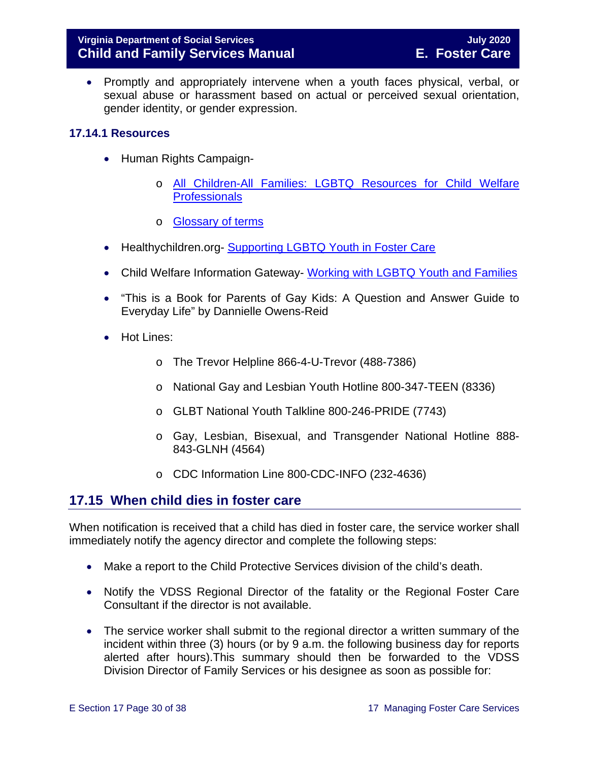- Promptly and appropriately intervene when a youth faces physical, verbal, or sexual abuse or harassment based on actual or perceived sexual orientation, gender identity, or gender expression.

### 17.14.1 Resources

- Human Rights Campaign-
  - All Children-All Families: LGBTQ Resources for Child Welfare Professionals
  - Glossary of terms
- Healthychildren.org- Supporting LGBTQ Youth in Foster Care
- Child Welfare Information Gateway- Working with LGBTQ Youth and Families
- “This is a Book for Parents of Gay Kids: A Question and Answer Guide to Everyday Life” by Dannielle Owens-Reid
- Hot Lines:
  - The Trevor Helpline 866-4-U-Trevor (488-7386)
  - National Gay and Lesbian Youth Hotline 800-347-TEEN (8336)
  - GLBT National Youth Talkline 800-246-PRIDE (7743)
  - Gay, Lesbian, Bisexual, and Transgender National Hotline 888-843-GLNH (4564)
  - CDC Information Line 800-CDC-INFO (232-4636)

## 17.15 When child dies in foster care

When notification is received that a child has died in foster care, the service worker shall immediately notify the agency director and complete the following steps:

- Make a report to the Child Protective Services division of the child’s death.
- Notify the VDSS Regional Director of the fatality or the Regional Foster Care Consultant if the director is not available.
- The service worker shall submit to the regional director a written summary of the incident within three (3) hours (or by 9 a.m. the following business day for reports alerted after hours).This summary should then be forwarded to the VDSS Division Director of Family Services or his designee as soon as possible for: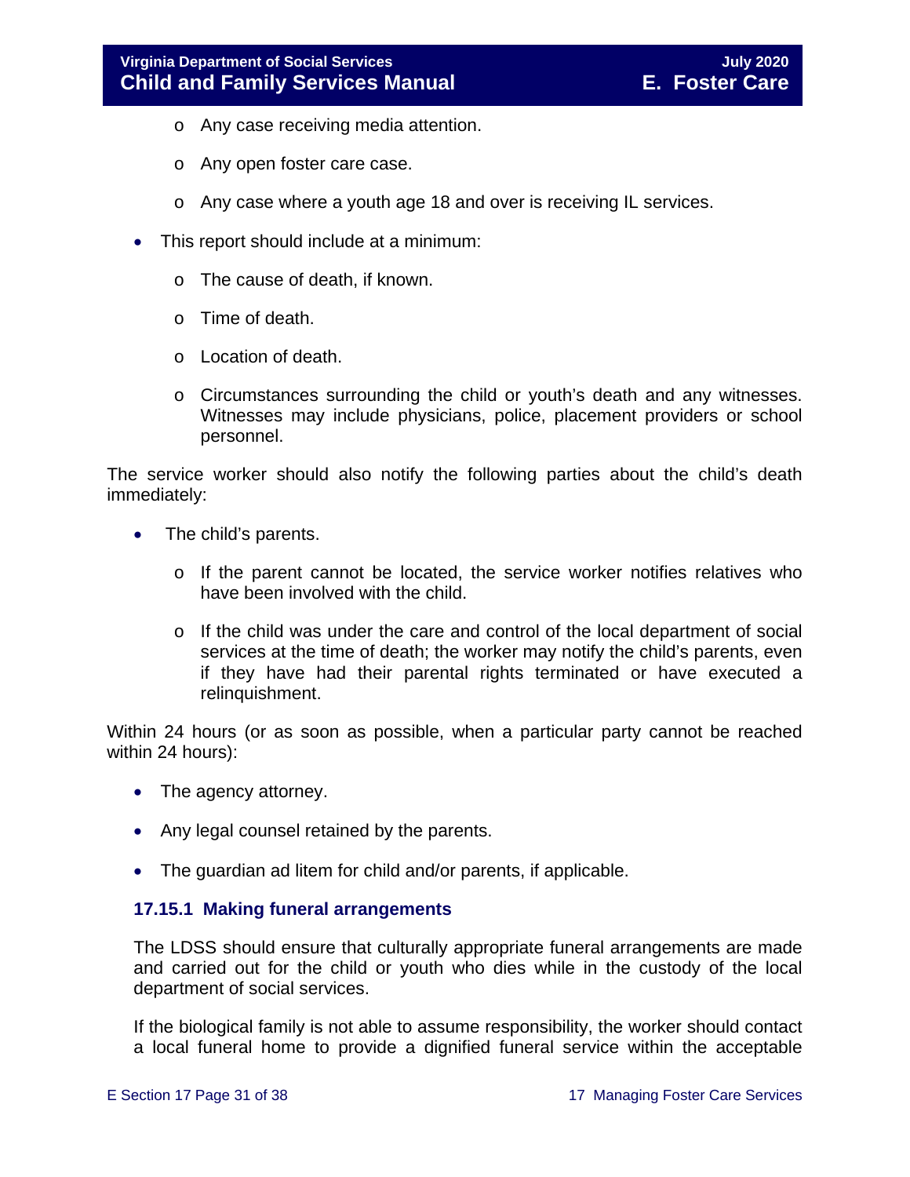- Any case receiving media attention.
  - Any open foster care case.
  - Any case where a youth age 18 and over is receiving IL services.
- This report should include at a minimum:
  - The cause of death, if known.
  - Time of death.
  - Location of death.
  - Circumstances surrounding the child or youth's death and any witnesses. Witnesses may include physicians, police, placement providers or school personnel.

The service worker should also notify the following parties about the child's death immediately:

- The child's parents.
  - If the parent cannot be located, the service worker notifies relatives who have been involved with the child.
  - If the child was under the care and control of the local department of social services at the time of death; the worker may notify the child's parents, even if they have had their parental rights terminated or have executed a relinquishment.

Within 24 hours (or as soon as possible, when a particular party cannot be reached within 24 hours):

- The agency attorney.
- Any legal counsel retained by the parents.
- The guardian ad litem for child and/or parents, if applicable.

### 17.15.1 Making funeral arrangements

The LDSS should ensure that culturally appropriate funeral arrangements are made and carried out for the child or youth who dies while in the custody of the local department of social services.

If the biological family is not able to assume responsibility, the worker should contact a local funeral home to provide a dignified funeral service within the acceptable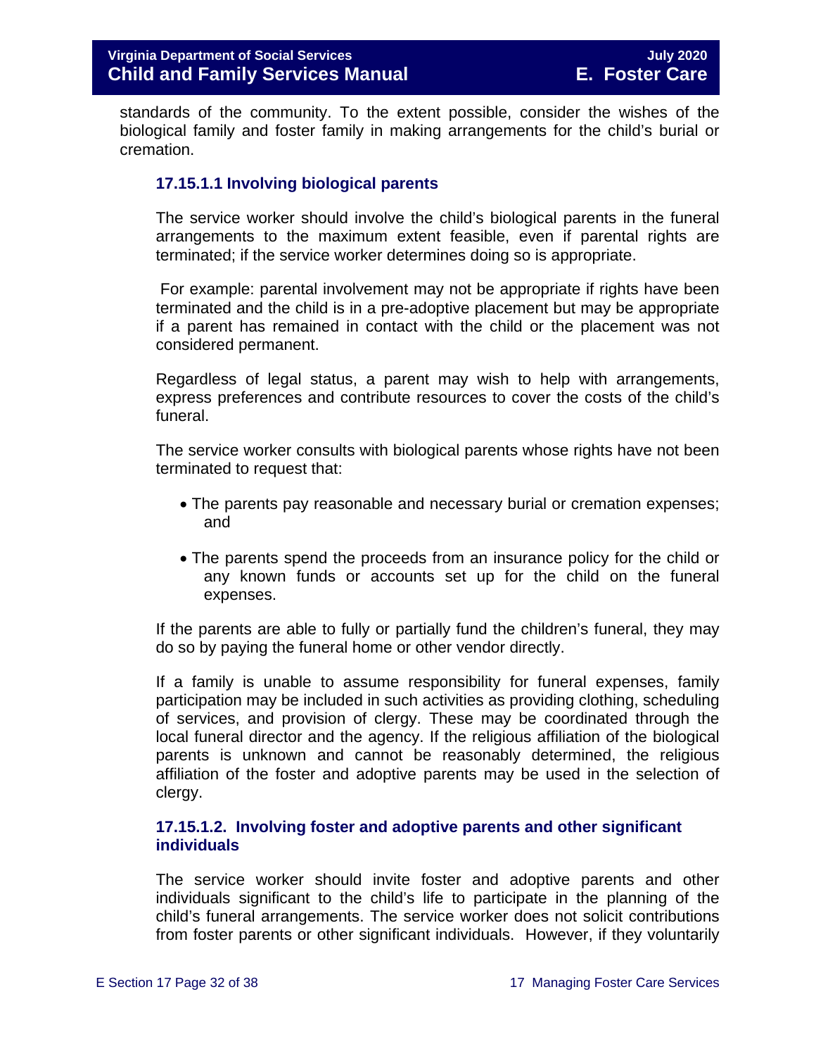standards of the community. To the extent possible, consider the wishes of the biological family and foster family in making arrangements for the child's burial or cremation.

#### 17.15.1.1 Involving biological parents

The service worker should involve the child's biological parents in the funeral arrangements to the maximum extent feasible, even if parental rights are terminated; if the service worker determines doing so is appropriate.

For example: parental involvement may not be appropriate if rights have been terminated and the child is in a pre-adoptive placement but may be appropriate if a parent has remained in contact with the child or the placement was not considered permanent.

Regardless of legal status, a parent may wish to help with arrangements, express preferences and contribute resources to cover the costs of the child's funeral.

The service worker consults with biological parents whose rights have not been terminated to request that:

- The parents pay reasonable and necessary burial or cremation expenses; and
- The parents spend the proceeds from an insurance policy for the child or any known funds or accounts set up for the child on the funeral expenses.

If the parents are able to fully or partially fund the children's funeral, they may do so by paying the funeral home or other vendor directly.

If a family is unable to assume responsibility for funeral expenses, family participation may be included in such activities as providing clothing, scheduling of services, and provision of clergy. These may be coordinated through the local funeral director and the agency. If the religious affiliation of the biological parents is unknown and cannot be reasonably determined, the religious affiliation of the foster and adoptive parents may be used in the selection of clergy.

#### 17.15.1.2. Involving foster and adoptive parents and other significant individuals

The service worker should invite foster and adoptive parents and other individuals significant to the child's life to participate in the planning of the child's funeral arrangements. The service worker does not solicit contributions from foster parents or other significant individuals. However, if they voluntarily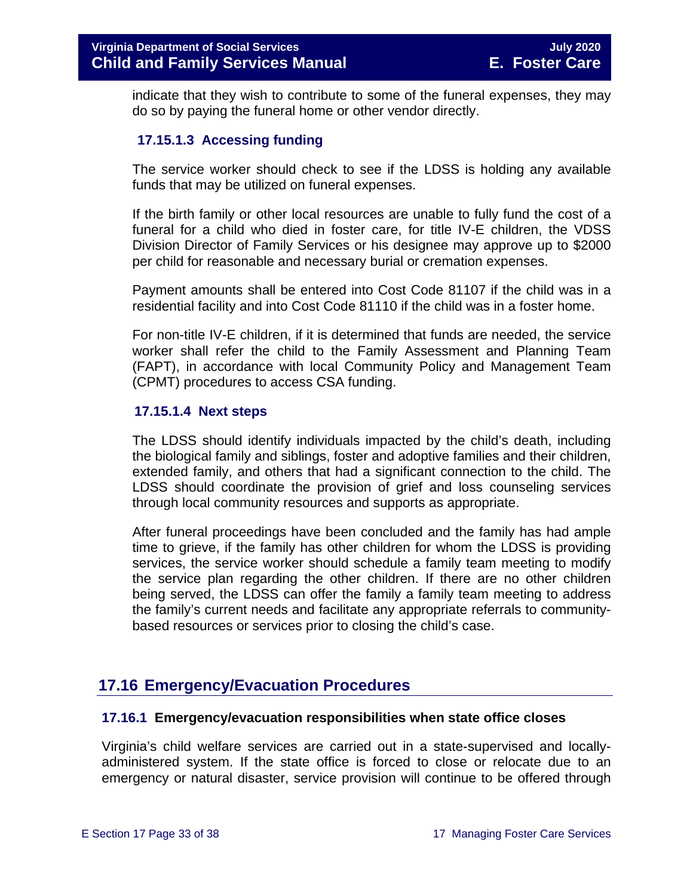indicate that they wish to contribute to some of the funeral expenses, they may do so by paying the funeral home or other vendor directly.

#### 17.15.1.3 Accessing funding

The service worker should check to see if the LDSS is holding any available funds that may be utilized on funeral expenses.

If the birth family or other local resources are unable to fully fund the cost of a funeral for a child who died in foster care, for title IV-E children, the VDSS Division Director of Family Services or his designee may approve up to $2000 per child for reasonable and necessary burial or cremation expenses.

Payment amounts shall be entered into Cost Code 81107 if the child was in a residential facility and into Cost Code 81110 if the child was in a foster home.

For non-title IV-E children, if it is determined that funds are needed, the service worker shall refer the child to the Family Assessment and Planning Team (FAPT), in accordance with local Community Policy and Management Team (CPMT) procedures to access CSA funding.

#### 17.15.1.4 Next steps

The LDSS should identify individuals impacted by the child's death, including the biological family and siblings, foster and adoptive families and their children, extended family, and others that had a significant connection to the child. The LDSS should coordinate the provision of grief and loss counseling services through local community resources and supports as appropriate.

After funeral proceedings have been concluded and the family has had ample time to grieve, if the family has other children for whom the LDSS is providing services, the service worker should schedule a family team meeting to modify the service plan regarding the other children. If there are no other children being served, the LDSS can offer the family a family team meeting to address the family's current needs and facilitate any appropriate referrals to community-based resources or services prior to closing the child's case.

## 17.16 Emergency/Evacuation Procedures

### 17.16.1 Emergency/evacuation responsibilities when state office closes

Virginia's child welfare services are carried out in a state-supervised and locally-administered system. If the state office is forced to close or relocate due to an emergency or natural disaster, service provision will continue to be offered through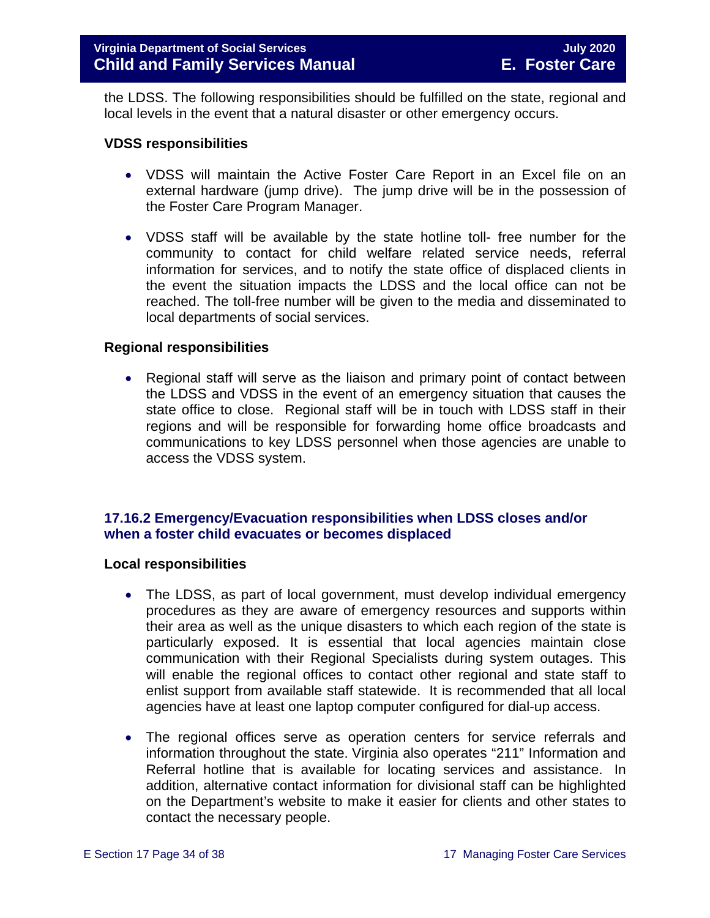the LDSS. The following responsibilities should be fulfilled on the state, regional and local levels in the event that a natural disaster or other emergency occurs.

**VDSS responsibilities**

- VDSS will maintain the Active Foster Care Report in an Excel file on an external hardware (jump drive). The jump drive will be in the possession of the Foster Care Program Manager.

- VDSS staff will be available by the state hotline toll- free number for the community to contact for child welfare related service needs, referral information for services, and to notify the state office of displaced clients in the event the situation impacts the LDSS and the local office can not be reached. The toll-free number will be given to the media and disseminated to local departments of social services.

**Regional responsibilities**

- Regional staff will serve as the liaison and primary point of contact between the LDSS and VDSS in the event of an emergency situation that causes the state office to close. Regional staff will be in touch with LDSS staff in their regions and will be responsible for forwarding home office broadcasts and communications to key LDSS personnel when those agencies are unable to access the VDSS system.

### 17.16.2 Emergency/Evacuation responsibilities when LDSS closes and/or when a foster child evacuates or becomes displaced

**Local responsibilities**

- The LDSS, as part of local government, must develop individual emergency procedures as they are aware of emergency resources and supports within their area as well as the unique disasters to which each region of the state is particularly exposed. It is essential that local agencies maintain close communication with their Regional Specialists during system outages. This will enable the regional offices to contact other regional and state staff to enlist support from available staff statewide. It is recommended that all local agencies have at least one laptop computer configured for dial-up access.

- The regional offices serve as operation centers for service referrals and information throughout the state. Virginia also operates "211" Information and Referral hotline that is available for locating services and assistance. In addition, alternative contact information for divisional staff can be highlighted on the Department's website to make it easier for clients and other states to contact the necessary people.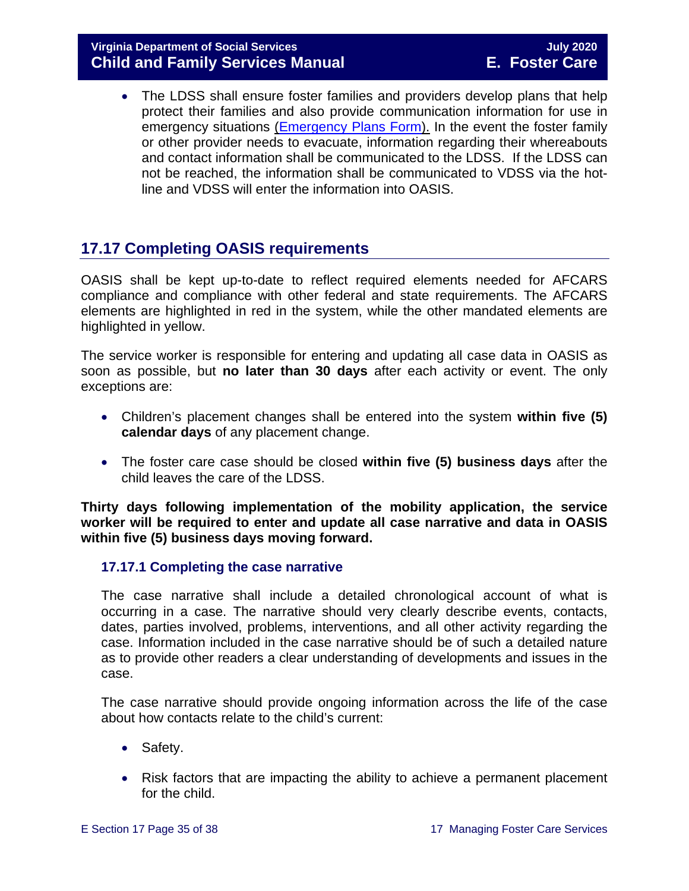- The LDSS shall ensure foster families and providers develop plans that help protect their families and also provide communication information for use in emergency situations [(Emergency Plans Form).](#) In the event the foster family or other provider needs to evacuate, information regarding their whereabouts and contact information shall be communicated to the LDSS. If the LDSS can not be reached, the information shall be communicated to VDSS via the hot-line and VDSS will enter the information into OASIS.

## 17.17 Completing OASIS requirements

OASIS shall be kept up-to-date to reflect required elements needed for AFCARS compliance and compliance with other federal and state requirements. The AFCARS elements are highlighted in red in the system, while the other mandated elements are highlighted in yellow.

The service worker is responsible for entering and updating all case data in OASIS as soon as possible, but **no later than 30 days** after each activity or event. The only exceptions are:

- Children's placement changes shall be entered into the system **within five (5) calendar days** of any placement change.
- The foster care case should be closed **within five (5) business days** after the child leaves the care of the LDSS.

**Thirty days following implementation of the mobility application, the service worker will be required to enter and update all case narrative and data in OASIS within five (5) business days moving forward.**

### 17.17.1 Completing the case narrative

The case narrative shall include a detailed chronological account of what is occurring in a case. The narrative should very clearly describe events, contacts, dates, parties involved, problems, interventions, and all other activity regarding the case. Information included in the case narrative should be of such a detailed nature as to provide other readers a clear understanding of developments and issues in the case.

The case narrative should provide ongoing information across the life of the case about how contacts relate to the child's current:

- Safety.
- Risk factors that are impacting the ability to achieve a permanent placement for the child.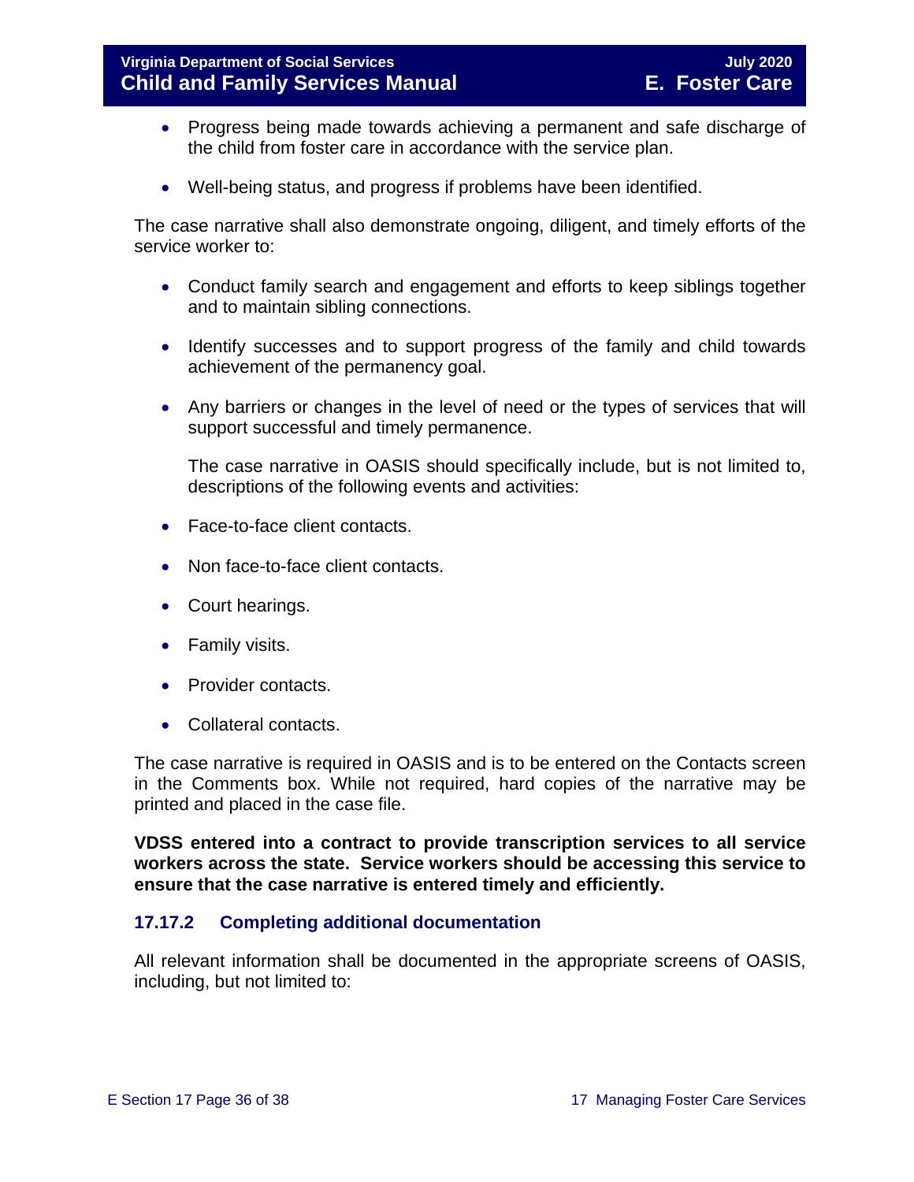- Progress being made towards achieving a permanent and safe discharge of the child from foster care in accordance with the service plan.
- Well-being status, and progress if problems have been identified.

The case narrative shall also demonstrate ongoing, diligent, and timely efforts of the service worker to:

- Conduct family search and engagement and efforts to keep siblings together and to maintain sibling connections.
- Identify successes and to support progress of the family and child towards achievement of the permanency goal.
- Any barriers or changes in the level of need or the types of services that will support successful and timely permanence.

  The case narrative in OASIS should specifically include, but is not limited to, descriptions of the following events and activities:

- Face-to-face client contacts.
- Non face-to-face client contacts.
- Court hearings.
- Family visits.
- Provider contacts.
- Collateral contacts.

The case narrative is required in OASIS and is to be entered on the Contacts screen in the Comments box. While not required, hard copies of the narrative may be printed and placed in the case file.

**VDSS entered into a contract to provide transcription services to all service workers across the state. Service workers should be accessing this service to ensure that the case narrative is entered timely and efficiently.**

### 17.17.2 Completing additional documentation

All relevant information shall be documented in the appropriate screens of OASIS, including, but not limited to: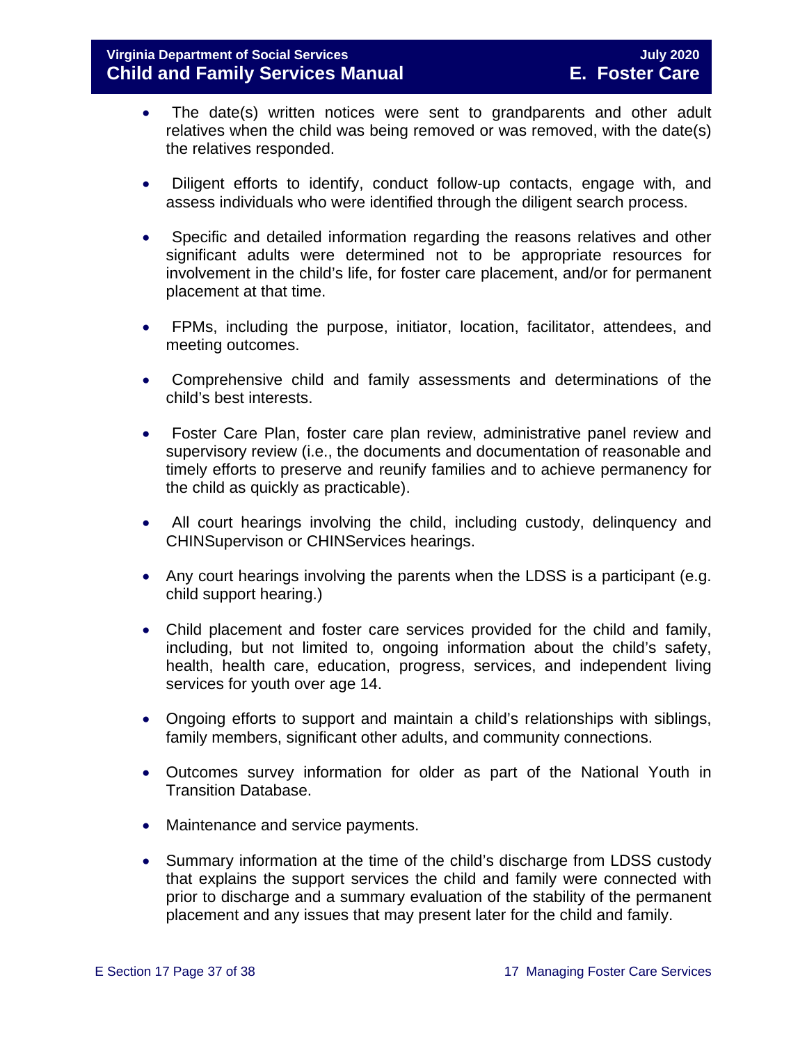- The date(s) written notices were sent to grandparents and other adult relatives when the child was being removed or was removed, with the date(s) the relatives responded.
- Diligent efforts to identify, conduct follow-up contacts, engage with, and assess individuals who were identified through the diligent search process.
- Specific and detailed information regarding the reasons relatives and other significant adults were determined not to be appropriate resources for involvement in the child's life, for foster care placement, and/or for permanent placement at that time.
- FPMs, including the purpose, initiator, location, facilitator, attendees, and meeting outcomes.
- Comprehensive child and family assessments and determinations of the child's best interests.
- Foster Care Plan, foster care plan review, administrative panel review and supervisory review (i.e., the documents and documentation of reasonable and timely efforts to preserve and reunify families and to achieve permanency for the child as quickly as practicable).
- All court hearings involving the child, including custody, delinquency and CHINSupervison or CHINServices hearings.
- Any court hearings involving the parents when the LDSS is a participant (e.g. child support hearing.)
- Child placement and foster care services provided for the child and family, including, but not limited to, ongoing information about the child's safety, health, health care, education, progress, services, and independent living services for youth over age 14.
- Ongoing efforts to support and maintain a child's relationships with siblings, family members, significant other adults, and community connections.
- Outcomes survey information for older as part of the National Youth in Transition Database.
- Maintenance and service payments.
- Summary information at the time of the child's discharge from LDSS custody that explains the support services the child and family were connected with prior to discharge and a summary evaluation of the stability of the permanent placement and any issues that may present later for the child and family.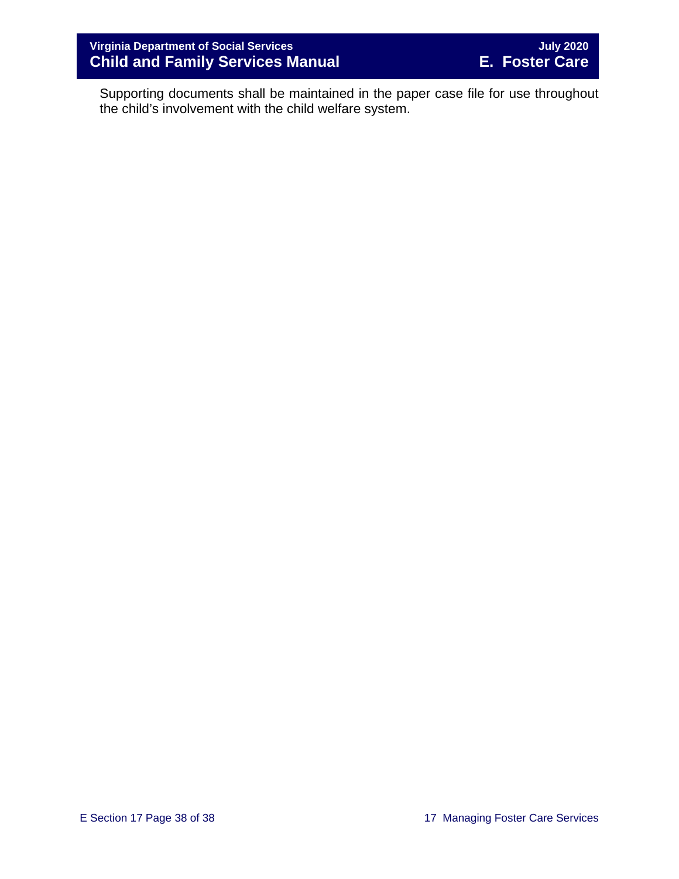Supporting documents shall be maintained in the paper case file for use throughout the child's involvement with the child welfare system.